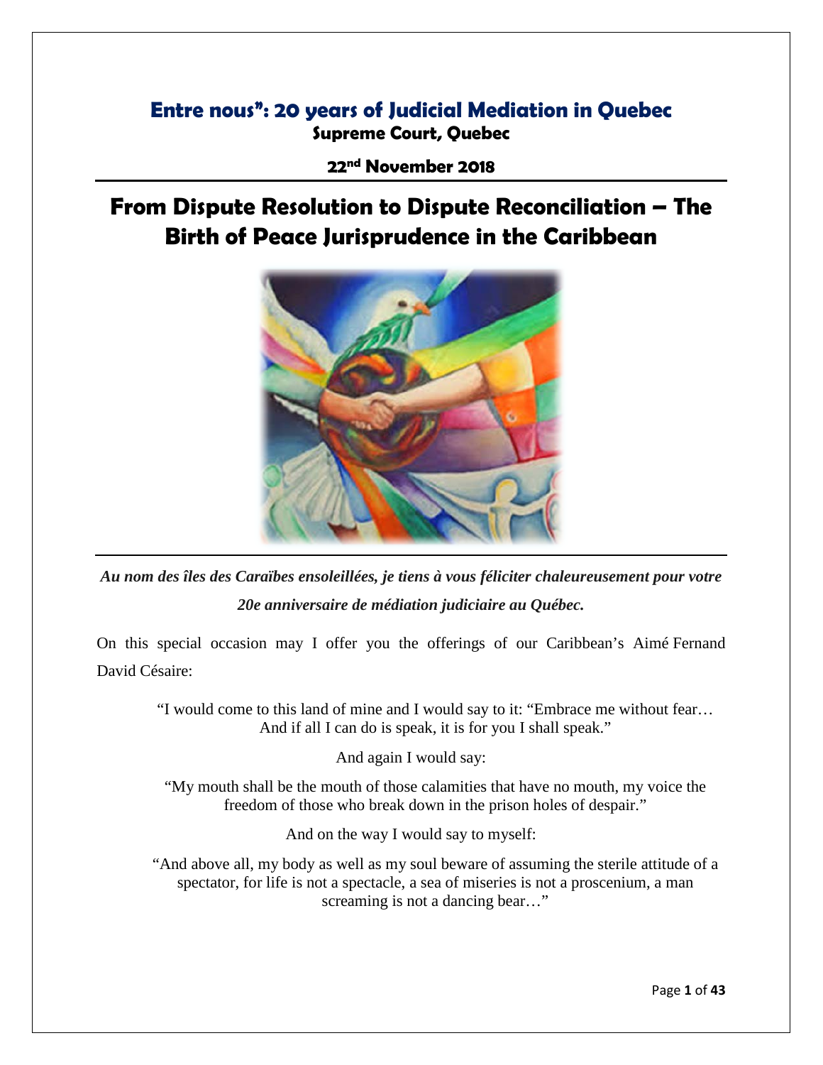## Entre nous": 20 years of Judicial Mediation in Quebec

**Supreme Court, Quebec**

**22nd November 2018**

# From Dispute Resolution to Dispute Reconciliation – The Birth of Peace Jurisprudence in the Caribbean

***Au nom des îles des Caraïbes ensoleillées, je tiens à vous féliciter chaleureusement pour votre 20e anniversaire de médiation judiciaire au Québec.***

On this special occasion may I offer you the offerings of our Caribbean's Aimé Fernand David Césaire:

> "I would come to this land of mine and I would say to it: "Embrace me without fear… And if all I can do is speak, it is for you I shall speak."
>
> And again I would say:
>
> "My mouth shall be the mouth of those calamities that have no mouth, my voice the freedom of those who break down in the prison holes of despair."
>
> And on the way I would say to myself:
>
> "And above all, my body as well as my soul beware of assuming the sterile attitude of a spectator, for life is not a spectacle, a sea of miseries is not a proscenium, a man screaming is not a dancing bear…"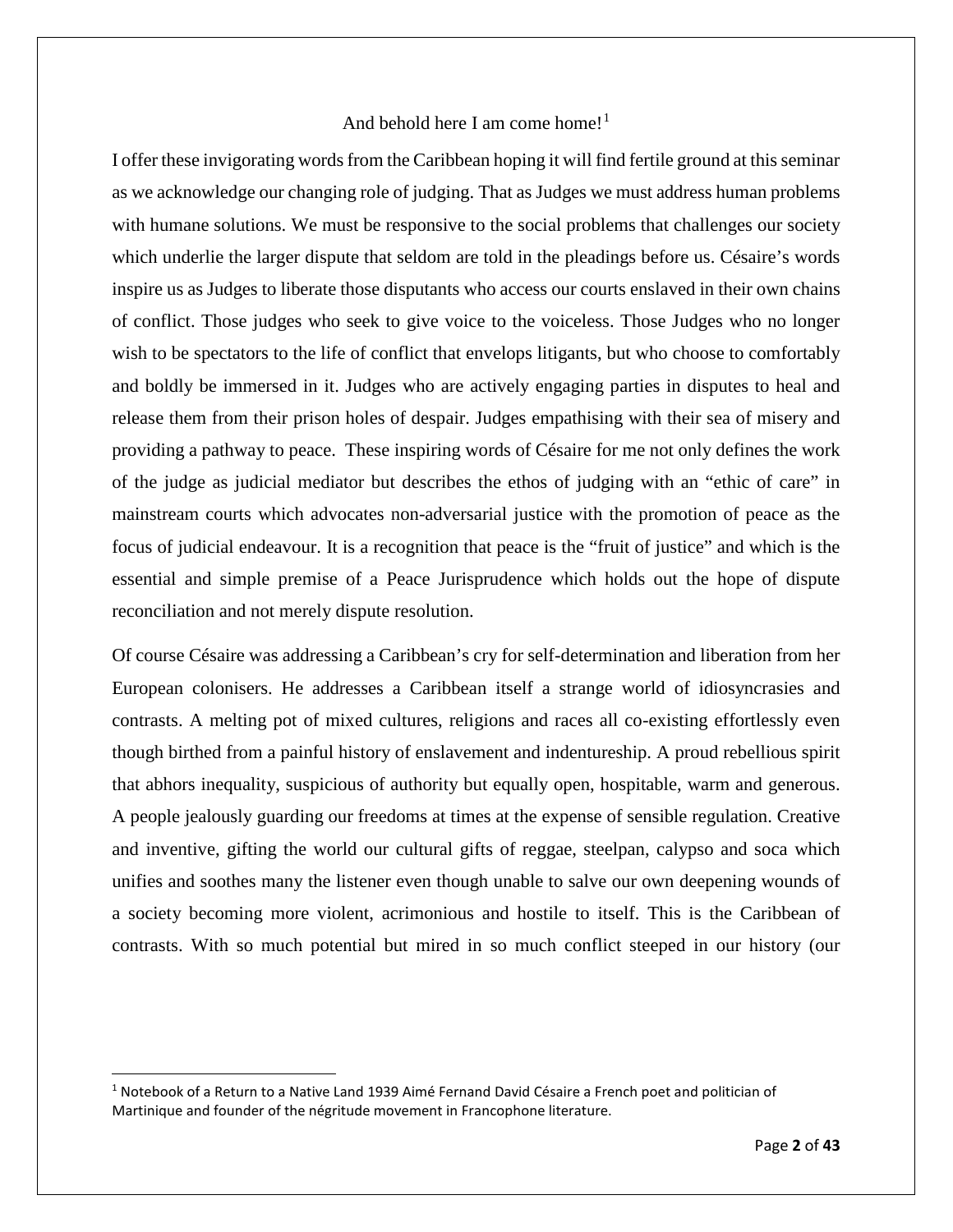And behold here I am come home![1]

I offer these invigorating words from the Caribbean hoping it will find fertile ground at this seminar as we acknowledge our changing role of judging. That as Judges we must address human problems with humane solutions. We must be responsive to the social problems that challenges our society which underlie the larger dispute that seldom are told in the pleadings before us. Césaire's words inspire us as Judges to liberate those disputants who access our courts enslaved in their own chains of conflict. Those judges who seek to give voice to the voiceless. Those Judges who no longer wish to be spectators to the life of conflict that envelops litigants, but who choose to comfortably and boldly be immersed in it. Judges who are actively engaging parties in disputes to heal and release them from their prison holes of despair. Judges empathising with their sea of misery and providing a pathway to peace. These inspiring words of Césaire for me not only defines the work of the judge as judicial mediator but describes the ethos of judging with an "ethic of care" in mainstream courts which advocates non-adversarial justice with the promotion of peace as the focus of judicial endeavour. It is a recognition that peace is the "fruit of justice" and which is the essential and simple premise of a Peace Jurisprudence which holds out the hope of dispute reconciliation and not merely dispute resolution.

Of course Césaire was addressing a Caribbean's cry for self-determination and liberation from her European colonisers. He addresses a Caribbean itself a strange world of idiosyncrasies and contrasts. A melting pot of mixed cultures, religions and races all co-existing effortlessly even though birthed from a painful history of enslavement and indentureship. A proud rebellious spirit that abhors inequality, suspicious of authority but equally open, hospitable, warm and generous. A people jealously guarding our freedoms at times at the expense of sensible regulation. Creative and inventive, gifting the world our cultural gifts of reggae, steelpan, calypso and soca which unifies and soothes many the listener even though unable to salve our own deepening wounds of a society becoming more violent, acrimonious and hostile to itself. This is the Caribbean of contrasts. With so much potential but mired in so much conflict steeped in our history (our

[1] Notebook of a Return to a Native Land 1939 Aimé Fernand David Césaire a French poet and politician of Martinique and founder of the négritude movement in Francophone literature.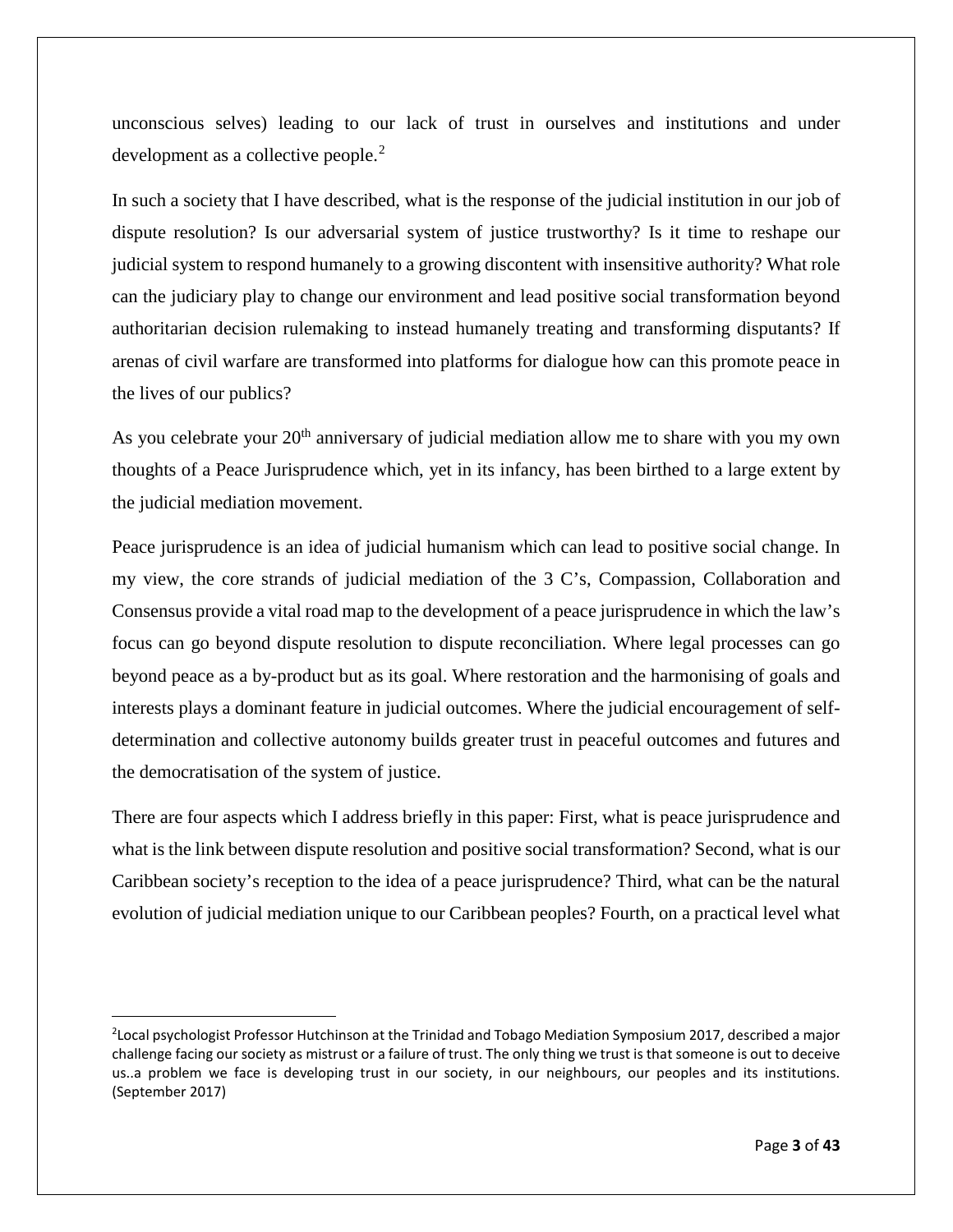unconscious selves) leading to our lack of trust in ourselves and institutions and under development as a collective people.[2]

In such a society that I have described, what is the response of the judicial institution in our job of dispute resolution? Is our adversarial system of justice trustworthy? Is it time to reshape our judicial system to respond humanely to a growing discontent with insensitive authority? What role can the judiciary play to change our environment and lead positive social transformation beyond authoritarian decision rulemaking to instead humanely treating and transforming disputants? If arenas of civil warfare are transformed into platforms for dialogue how can this promote peace in the lives of our publics?

As you celebrate your 20th anniversary of judicial mediation allow me to share with you my own thoughts of a Peace Jurisprudence which, yet in its infancy, has been birthed to a large extent by the judicial mediation movement.

Peace jurisprudence is an idea of judicial humanism which can lead to positive social change. In my view, the core strands of judicial mediation of the 3 C's, Compassion, Collaboration and Consensus provide a vital road map to the development of a peace jurisprudence in which the law's focus can go beyond dispute resolution to dispute reconciliation. Where legal processes can go beyond peace as a by-product but as its goal. Where restoration and the harmonising of goals and interests plays a dominant feature in judicial outcomes. Where the judicial encouragement of self-determination and collective autonomy builds greater trust in peaceful outcomes and futures and the democratisation of the system of justice.

There are four aspects which I address briefly in this paper: First, what is peace jurisprudence and what is the link between dispute resolution and positive social transformation? Second, what is our Caribbean society's reception to the idea of a peace jurisprudence? Third, what can be the natural evolution of judicial mediation unique to our Caribbean peoples? Fourth, on a practical level what

---

[2] Local psychologist Professor Hutchinson at the Trinidad and Tobago Mediation Symposium 2017, described a major challenge facing our society as mistrust or a failure of trust. The only thing we trust is that someone is out to deceive us..a problem we face is developing trust in our society, in our neighbours, our peoples and its institutions. (September 2017)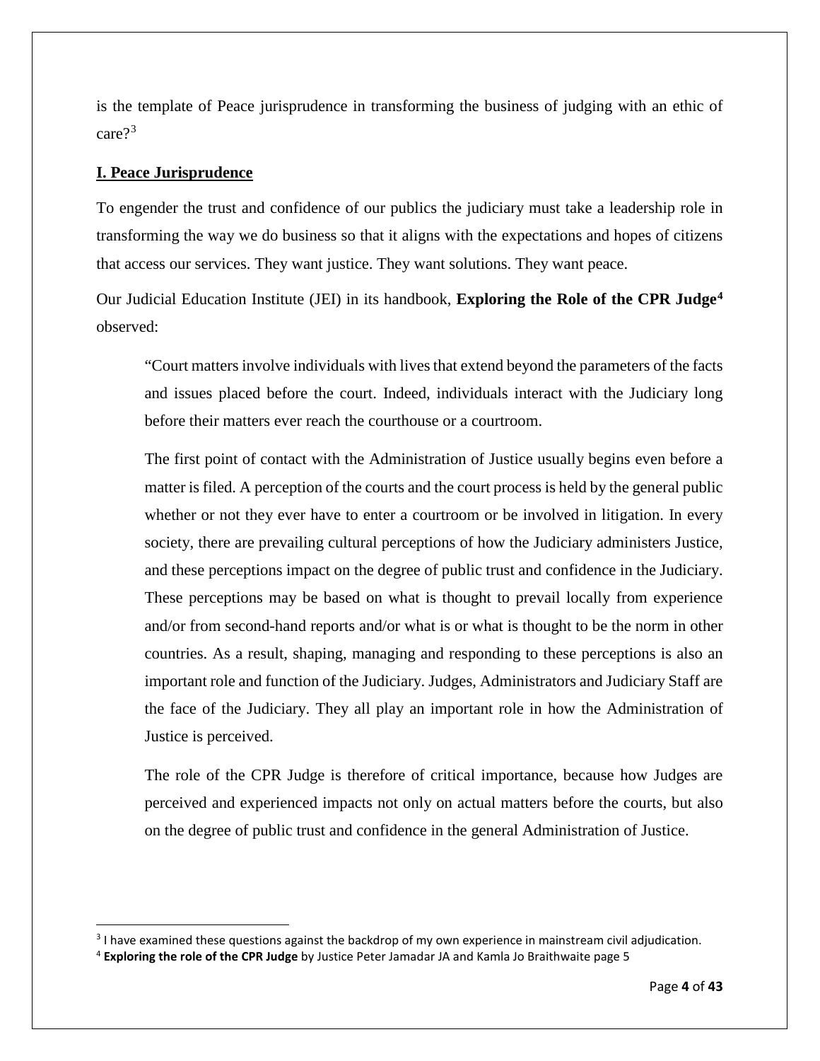is the template of Peace jurisprudence in transforming the business of judging with an ethic of care?[3]

## I. Peace Jurisprudence

To engender the trust and confidence of our publics the judiciary must take a leadership role in transforming the way we do business so that it aligns with the expectations and hopes of citizens that access our services. They want justice. They want solutions. They want peace.

Our Judicial Education Institute (JEI) in its handbook, **Exploring the Role of the CPR Judge**[4] observed:

> "Court matters involve individuals with lives that extend beyond the parameters of the facts and issues placed before the court. Indeed, individuals interact with the Judiciary long before their matters ever reach the courthouse or a courtroom.
>
> The first point of contact with the Administration of Justice usually begins even before a matter is filed. A perception of the courts and the court process is held by the general public whether or not they ever have to enter a courtroom or be involved in litigation. In every society, there are prevailing cultural perceptions of how the Judiciary administers Justice, and these perceptions impact on the degree of public trust and confidence in the Judiciary. These perceptions may be based on what is thought to prevail locally from experience and/or from second-hand reports and/or what is or what is thought to be the norm in other countries. As a result, shaping, managing and responding to these perceptions is also an important role and function of the Judiciary. Judges, Administrators and Judiciary Staff are the face of the Judiciary. They all play an important role in how the Administration of Justice is perceived.
>
> The role of the CPR Judge is therefore of critical importance, because how Judges are perceived and experienced impacts not only on actual matters before the courts, but also on the degree of public trust and confidence in the general Administration of Justice.

---

[3] I have examined these questions against the backdrop of my own experience in mainstream civil adjudication.

[4] **Exploring the role of the CPR Judge** by Justice Peter Jamadar JA and Kamla Jo Braithwaite page 5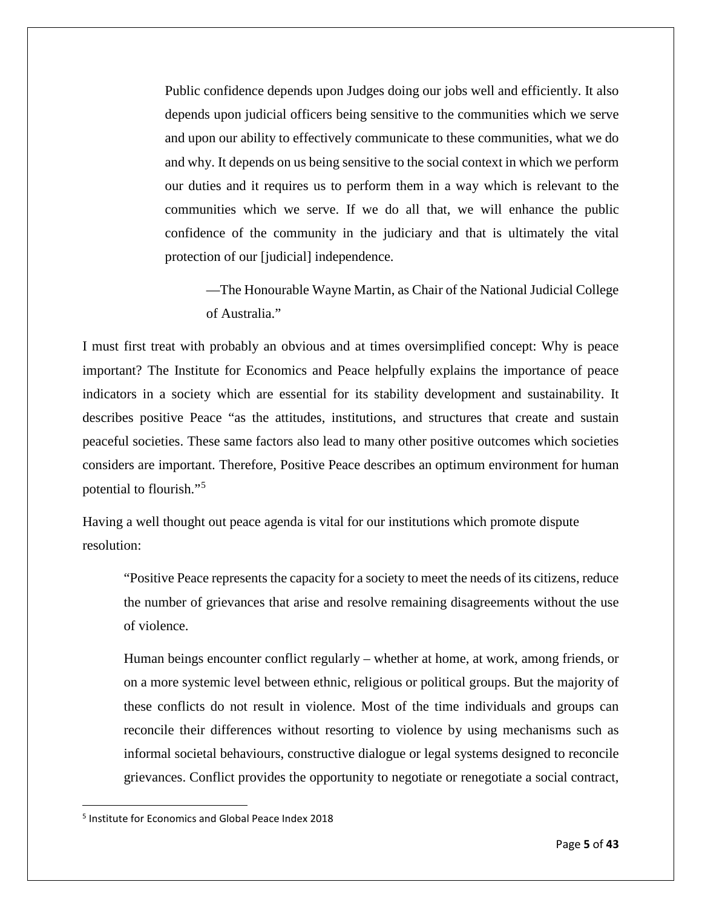> Public confidence depends upon Judges doing our jobs well and efficiently. It also depends upon judicial officers being sensitive to the communities which we serve and upon our ability to effectively communicate to these communities, what we do and why. It depends on us being sensitive to the social context in which we perform our duties and it requires us to perform them in a way which is relevant to the communities which we serve. If we do all that, we will enhance the public confidence of the community in the judiciary and that is ultimately the vital protection of our [judicial] independence.
>
> —The Honourable Wayne Martin, as Chair of the National Judicial College of Australia."

I must first treat with probably an obvious and at times oversimplified concept: Why is peace important? The Institute for Economics and Peace helpfully explains the importance of peace indicators in a society which are essential for its stability development and sustainability. It describes positive Peace "as the attitudes, institutions, and structures that create and sustain peaceful societies. These same factors also lead to many other positive outcomes which societies considers are important. Therefore, Positive Peace describes an optimum environment for human potential to flourish."[5]

Having a well thought out peace agenda is vital for our institutions which promote dispute resolution:

> "Positive Peace represents the capacity for a society to meet the needs of its citizens, reduce the number of grievances that arise and resolve remaining disagreements without the use of violence.
>
> Human beings encounter conflict regularly – whether at home, at work, among friends, or on a more systemic level between ethnic, religious or political groups. But the majority of these conflicts do not result in violence. Most of the time individuals and groups can reconcile their differences without resorting to violence by using mechanisms such as informal societal behaviours, constructive dialogue or legal systems designed to reconcile grievances. Conflict provides the opportunity to negotiate or renegotiate a social contract,

[5] Institute for Economics and Global Peace Index 2018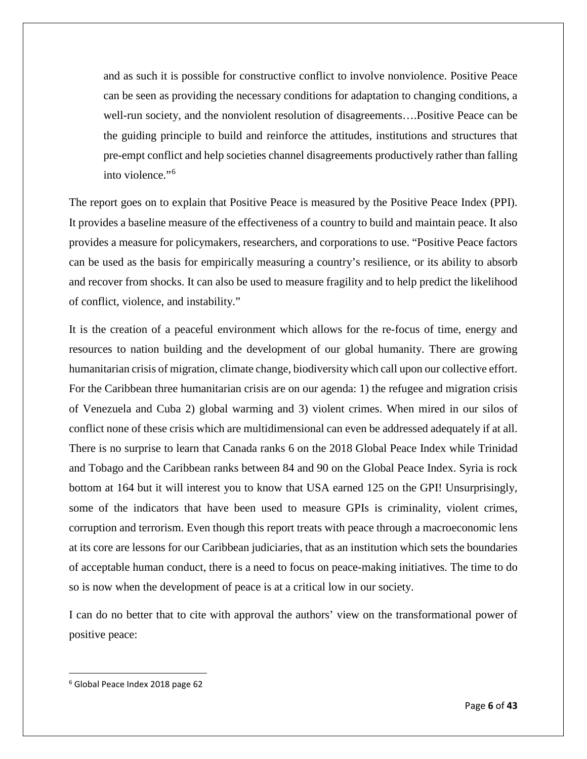> and as such it is possible for constructive conflict to involve nonviolence. Positive Peace can be seen as providing the necessary conditions for adaptation to changing conditions, a well-run society, and the nonviolent resolution of disagreements….Positive Peace can be the guiding principle to build and reinforce the attitudes, institutions and structures that pre-empt conflict and help societies channel disagreements productively rather than falling into violence."[6]

The report goes on to explain that Positive Peace is measured by the Positive Peace Index (PPI). It provides a baseline measure of the effectiveness of a country to build and maintain peace. It also provides a measure for policymakers, researchers, and corporations to use. "Positive Peace factors can be used as the basis for empirically measuring a country's resilience, or its ability to absorb and recover from shocks. It can also be used to measure fragility and to help predict the likelihood of conflict, violence, and instability."

It is the creation of a peaceful environment which allows for the re-focus of time, energy and resources to nation building and the development of our global humanity. There are growing humanitarian crisis of migration, climate change, biodiversity which call upon our collective effort. For the Caribbean three humanitarian crisis are on our agenda: 1) the refugee and migration crisis of Venezuela and Cuba 2) global warming and 3) violent crimes. When mired in our silos of conflict none of these crisis which are multidimensional can even be addressed adequately if at all. There is no surprise to learn that Canada ranks 6 on the 2018 Global Peace Index while Trinidad and Tobago and the Caribbean ranks between 84 and 90 on the Global Peace Index. Syria is rock bottom at 164 but it will interest you to know that USA earned 125 on the GPI! Unsurprisingly, some of the indicators that have been used to measure GPIs is criminality, violent crimes, corruption and terrorism. Even though this report treats with peace through a macroeconomic lens at its core are lessons for our Caribbean judiciaries, that as an institution which sets the boundaries of acceptable human conduct, there is a need to focus on peace-making initiatives. The time to do so is now when the development of peace is at a critical low in our society.

I can do no better that to cite with approval the authors' view on the transformational power of positive peace:

[6] Global Peace Index 2018 page 62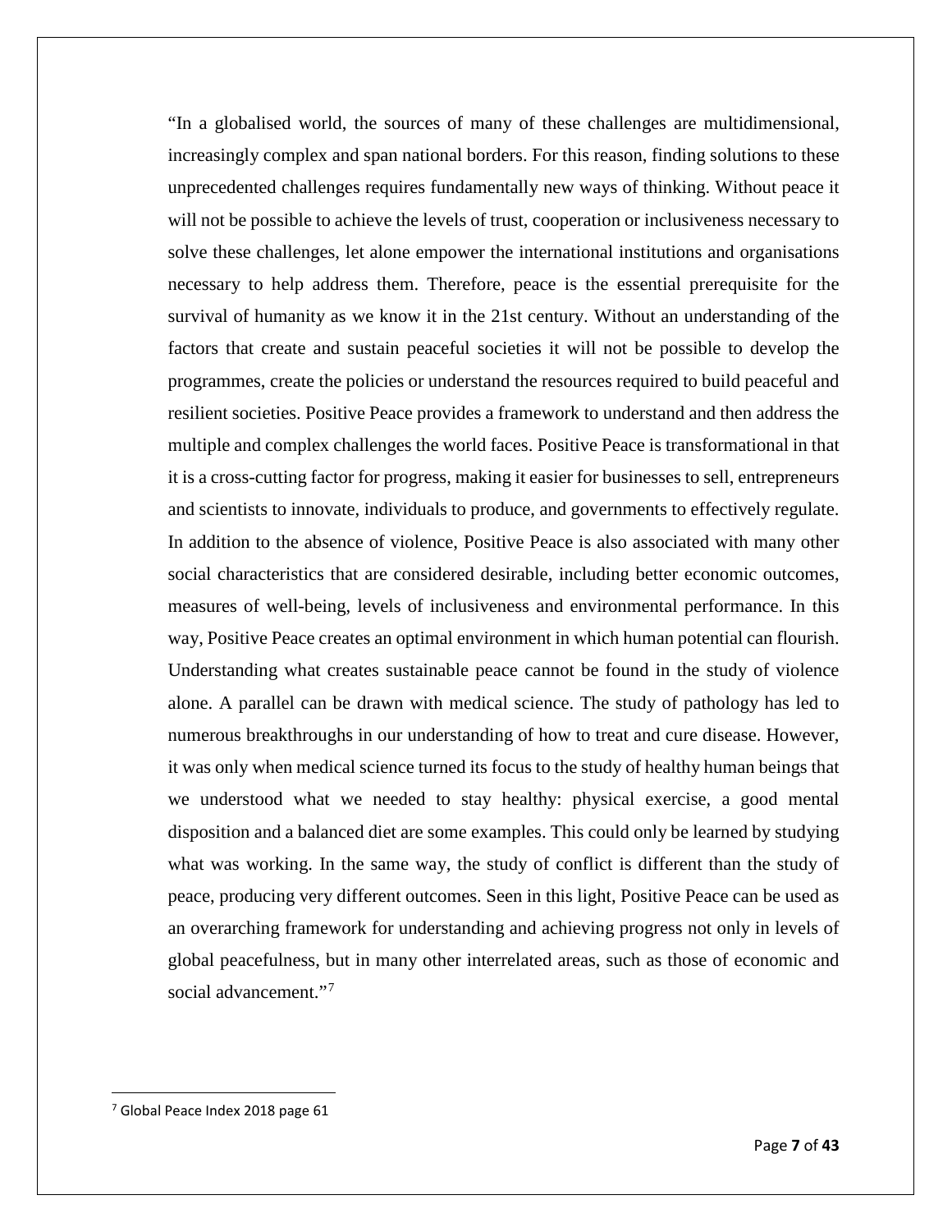"In a globalised world, the sources of many of these challenges are multidimensional, increasingly complex and span national borders. For this reason, finding solutions to these unprecedented challenges requires fundamentally new ways of thinking. Without peace it will not be possible to achieve the levels of trust, cooperation or inclusiveness necessary to solve these challenges, let alone empower the international institutions and organisations necessary to help address them. Therefore, peace is the essential prerequisite for the survival of humanity as we know it in the 21st century. Without an understanding of the factors that create and sustain peaceful societies it will not be possible to develop the programmes, create the policies or understand the resources required to build peaceful and resilient societies. Positive Peace provides a framework to understand and then address the multiple and complex challenges the world faces. Positive Peace is transformational in that it is a cross-cutting factor for progress, making it easier for businesses to sell, entrepreneurs and scientists to innovate, individuals to produce, and governments to effectively regulate. In addition to the absence of violence, Positive Peace is also associated with many other social characteristics that are considered desirable, including better economic outcomes, measures of well-being, levels of inclusiveness and environmental performance. In this way, Positive Peace creates an optimal environment in which human potential can flourish. Understanding what creates sustainable peace cannot be found in the study of violence alone. A parallel can be drawn with medical science. The study of pathology has led to numerous breakthroughs in our understanding of how to treat and cure disease. However, it was only when medical science turned its focus to the study of healthy human beings that we understood what we needed to stay healthy: physical exercise, a good mental disposition and a balanced diet are some examples. This could only be learned by studying what was working. In the same way, the study of conflict is different than the study of peace, producing very different outcomes. Seen in this light, Positive Peace can be used as an overarching framework for understanding and achieving progress not only in levels of global peacefulness, but in many other interrelated areas, such as those of economic and social advancement."[7]

[7] Global Peace Index 2018 page 61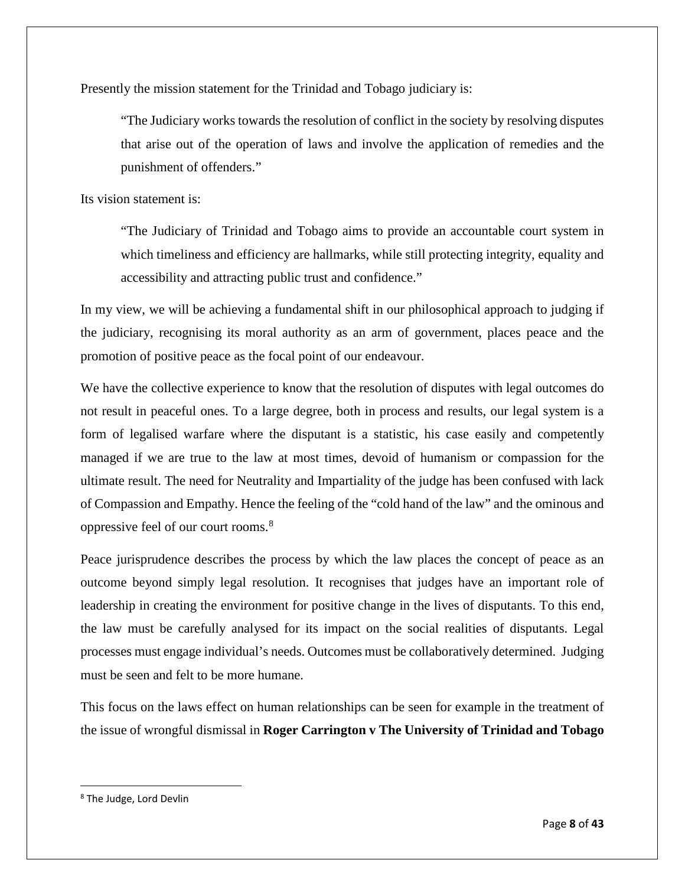Presently the mission statement for the Trinidad and Tobago judiciary is:

> "The Judiciary works towards the resolution of conflict in the society by resolving disputes that arise out of the operation of laws and involve the application of remedies and the punishment of offenders."

Its vision statement is:

> "The Judiciary of Trinidad and Tobago aims to provide an accountable court system in which timeliness and efficiency are hallmarks, while still protecting integrity, equality and accessibility and attracting public trust and confidence."

In my view, we will be achieving a fundamental shift in our philosophical approach to judging if the judiciary, recognising its moral authority as an arm of government, places peace and the promotion of positive peace as the focal point of our endeavour.

We have the collective experience to know that the resolution of disputes with legal outcomes do not result in peaceful ones. To a large degree, both in process and results, our legal system is a form of legalised warfare where the disputant is a statistic, his case easily and competently managed if we are true to the law at most times, devoid of humanism or compassion for the ultimate result. The need for Neutrality and Impartiality of the judge has been confused with lack of Compassion and Empathy. Hence the feeling of the "cold hand of the law" and the ominous and oppressive feel of our court rooms.[8]

Peace jurisprudence describes the process by which the law places the concept of peace as an outcome beyond simply legal resolution. It recognises that judges have an important role of leadership in creating the environment for positive change in the lives of disputants. To this end, the law must be carefully analysed for its impact on the social realities of disputants. Legal processes must engage individual's needs. Outcomes must be collaboratively determined. Judging must be seen and felt to be more humane.

This focus on the laws effect on human relationships can be seen for example in the treatment of the issue of wrongful dismissal in **Roger Carrington v The University of Trinidad and Tobago**

---

[8] The Judge, Lord Devlin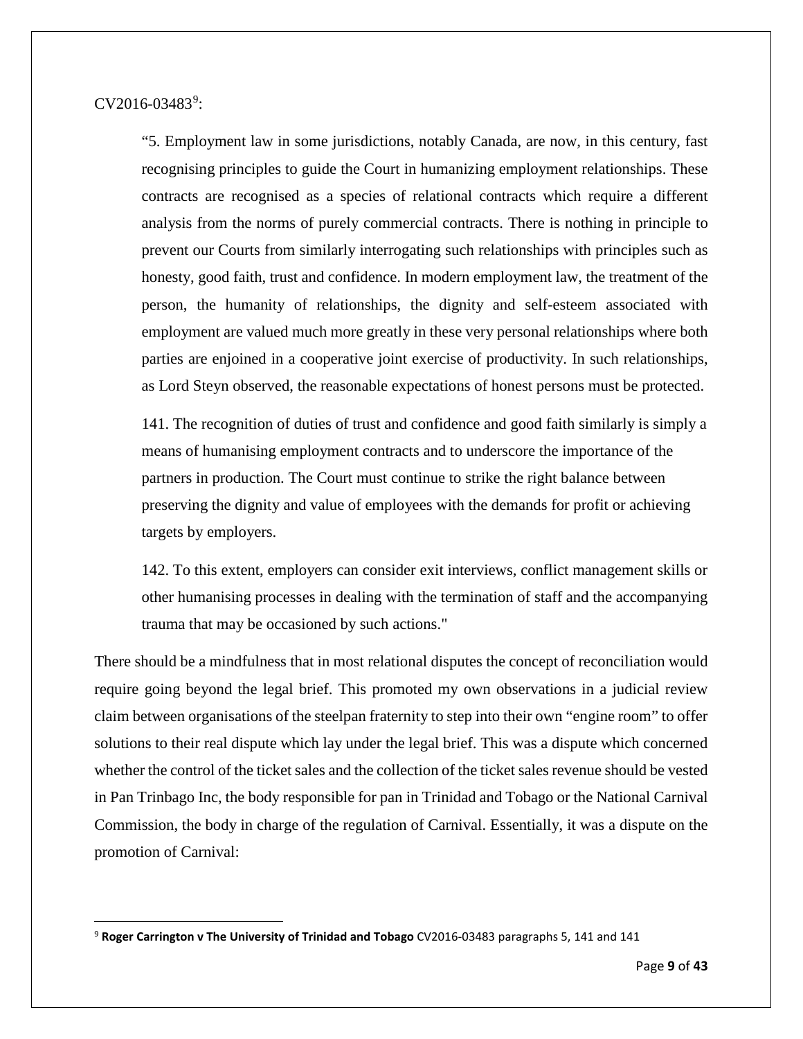CV2016-03483[9]:

> "5. Employment law in some jurisdictions, notably Canada, are now, in this century, fast recognising principles to guide the Court in humanizing employment relationships. These contracts are recognised as a species of relational contracts which require a different analysis from the norms of purely commercial contracts. There is nothing in principle to prevent our Courts from similarly interrogating such relationships with principles such as honesty, good faith, trust and confidence. In modern employment law, the treatment of the person, the humanity of relationships, the dignity and self-esteem associated with employment are valued much more greatly in these very personal relationships where both parties are enjoined in a cooperative joint exercise of productivity. In such relationships, as Lord Steyn observed, the reasonable expectations of honest persons must be protected.
>
> 141. The recognition of duties of trust and confidence and good faith similarly is simply a means of humanising employment contracts and to underscore the importance of the partners in production. The Court must continue to strike the right balance between preserving the dignity and value of employees with the demands for profit or achieving targets by employers.
>
> 142. To this extent, employers can consider exit interviews, conflict management skills or other humanising processes in dealing with the termination of staff and the accompanying trauma that may be occasioned by such actions."

There should be a mindfulness that in most relational disputes the concept of reconciliation would require going beyond the legal brief. This promoted my own observations in a judicial review claim between organisations of the steelpan fraternity to step into their own "engine room" to offer solutions to their real dispute which lay under the legal brief. This was a dispute which concerned whether the control of the ticket sales and the collection of the ticket sales revenue should be vested in Pan Trinbago Inc, the body responsible for pan in Trinidad and Tobago or the National Carnival Commission, the body in charge of the regulation of Carnival. Essentially, it was a dispute on the promotion of Carnival:

---

[9] **Roger Carrington v The University of Trinidad and Tobago** CV2016-03483 paragraphs 5, 141 and 141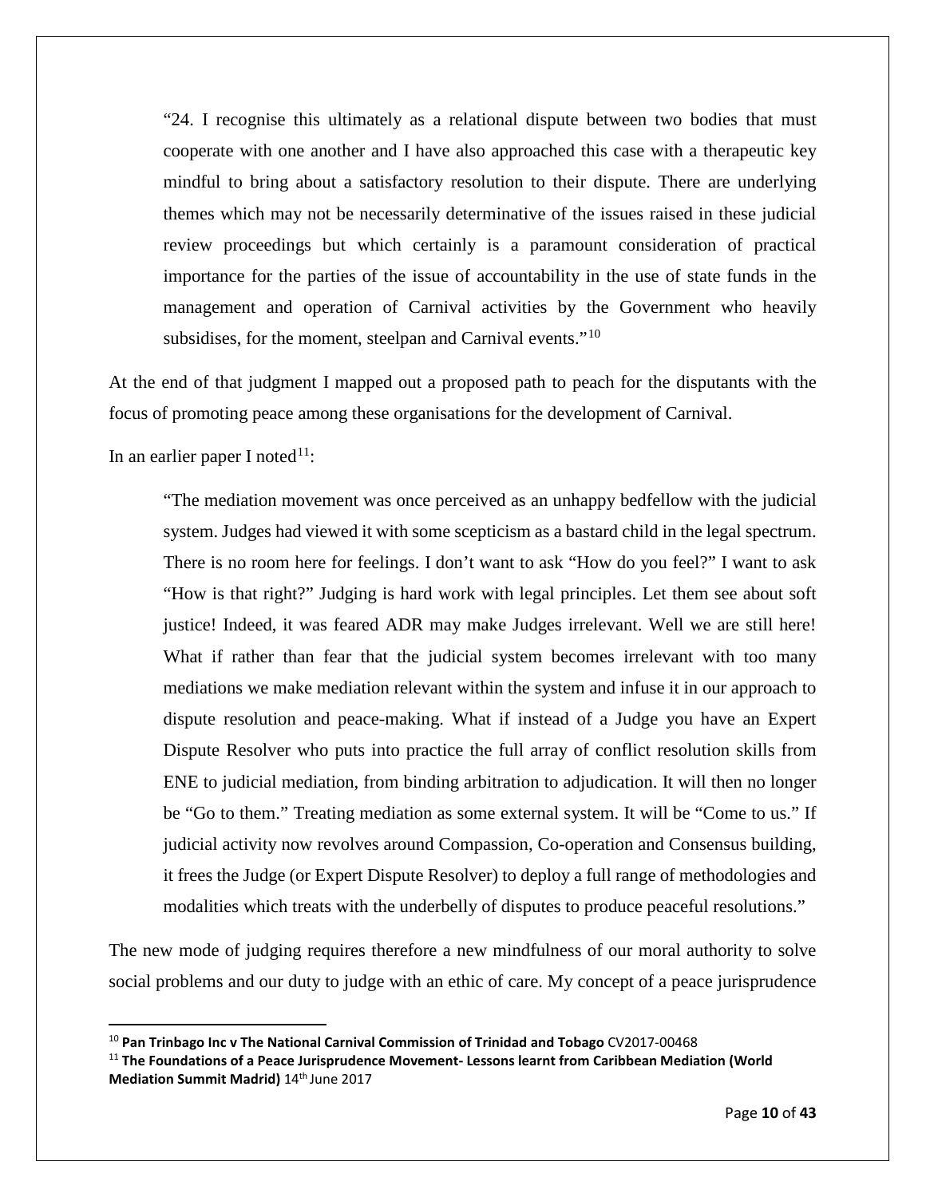> "24. I recognise this ultimately as a relational dispute between two bodies that must cooperate with one another and I have also approached this case with a therapeutic key mindful to bring about a satisfactory resolution to their dispute. There are underlying themes which may not be necessarily determinative of the issues raised in these judicial review proceedings but which certainly is a paramount consideration of practical importance for the parties of the issue of accountability in the use of state funds in the management and operation of Carnival activities by the Government who heavily subsidises, for the moment, steelpan and Carnival events."[10]

At the end of that judgment I mapped out a proposed path to peach for the disputants with the focus of promoting peace among these organisations for the development of Carnival.

In an earlier paper I noted[11]:

> "The mediation movement was once perceived as an unhappy bedfellow with the judicial system. Judges had viewed it with some scepticism as a bastard child in the legal spectrum. There is no room here for feelings. I don't want to ask "How do you feel?" I want to ask "How is that right?" Judging is hard work with legal principles. Let them see about soft justice! Indeed, it was feared ADR may make Judges irrelevant. Well we are still here! What if rather than fear that the judicial system becomes irrelevant with too many mediations we make mediation relevant within the system and infuse it in our approach to dispute resolution and peace-making. What if instead of a Judge you have an Expert Dispute Resolver who puts into practice the full array of conflict resolution skills from ENE to judicial mediation, from binding arbitration to adjudication. It will then no longer be "Go to them." Treating mediation as some external system. It will be "Come to us." If judicial activity now revolves around Compassion, Co-operation and Consensus building, it frees the Judge (or Expert Dispute Resolver) to deploy a full range of methodologies and modalities which treats with the underbelly of disputes to produce peaceful resolutions."

The new mode of judging requires therefore a new mindfulness of our moral authority to solve social problems and our duty to judge with an ethic of care. My concept of a peace jurisprudence

---

[10] **Pan Trinbago Inc v The National Carnival Commission of Trinidad and Tobago** CV2017-00468

[11] **The Foundations of a Peace Jurisprudence Movement- Lessons learnt from Caribbean Mediation (World Mediation Summit Madrid)** 14th June 2017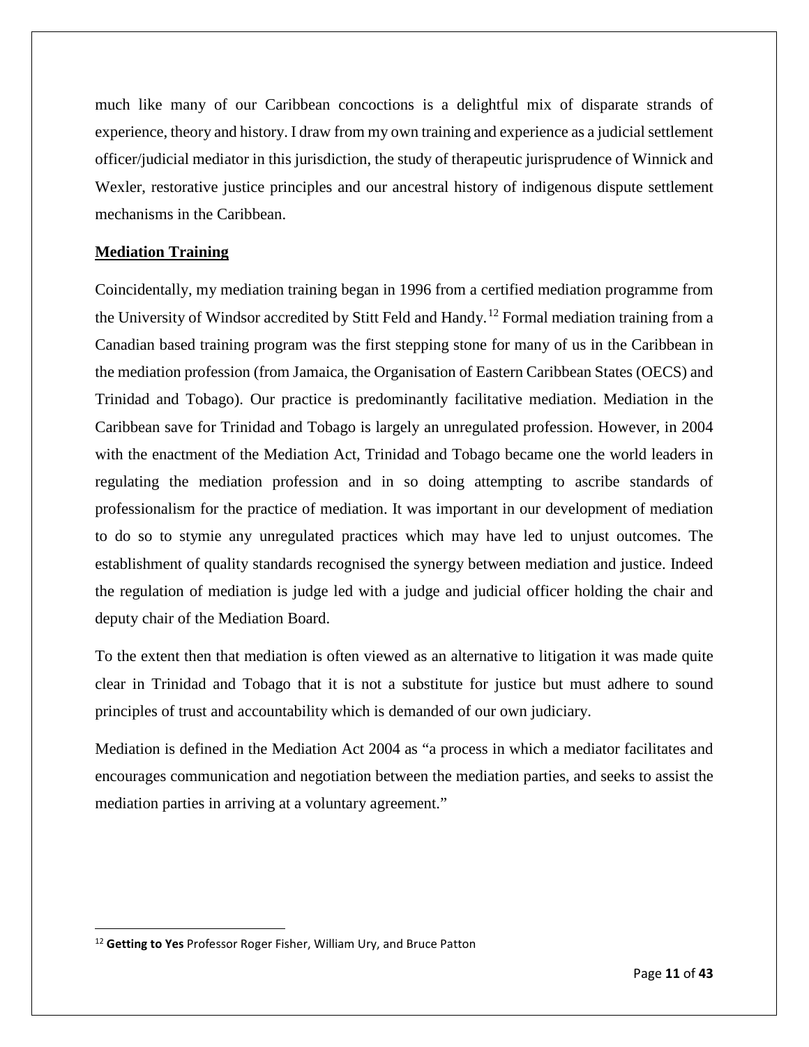much like many of our Caribbean concoctions is a delightful mix of disparate strands of experience, theory and history. I draw from my own training and experience as a judicial settlement officer/judicial mediator in this jurisdiction, the study of therapeutic jurisprudence of Winnick and Wexler, restorative justice principles and our ancestral history of indigenous dispute settlement mechanisms in the Caribbean.

## Mediation Training

Coincidentally, my mediation training began in 1996 from a certified mediation programme from the University of Windsor accredited by Stitt Feld and Handy.[12] Formal mediation training from a Canadian based training program was the first stepping stone for many of us in the Caribbean in the mediation profession (from Jamaica, the Organisation of Eastern Caribbean States (OECS) and Trinidad and Tobago). Our practice is predominantly facilitative mediation. Mediation in the Caribbean save for Trinidad and Tobago is largely an unregulated profession. However, in 2004 with the enactment of the Mediation Act, Trinidad and Tobago became one the world leaders in regulating the mediation profession and in so doing attempting to ascribe standards of professionalism for the practice of mediation. It was important in our development of mediation to do so to stymie any unregulated practices which may have led to unjust outcomes. The establishment of quality standards recognised the synergy between mediation and justice. Indeed the regulation of mediation is judge led with a judge and judicial officer holding the chair and deputy chair of the Mediation Board.

To the extent then that mediation is often viewed as an alternative to litigation it was made quite clear in Trinidad and Tobago that it is not a substitute for justice but must adhere to sound principles of trust and accountability which is demanded of our own judiciary.

Mediation is defined in the Mediation Act 2004 as "a process in which a mediator facilitates and encourages communication and negotiation between the mediation parties, and seeks to assist the mediation parties in arriving at a voluntary agreement."

---

[12] **Getting to Yes** Professor Roger Fisher, William Ury, and Bruce Patton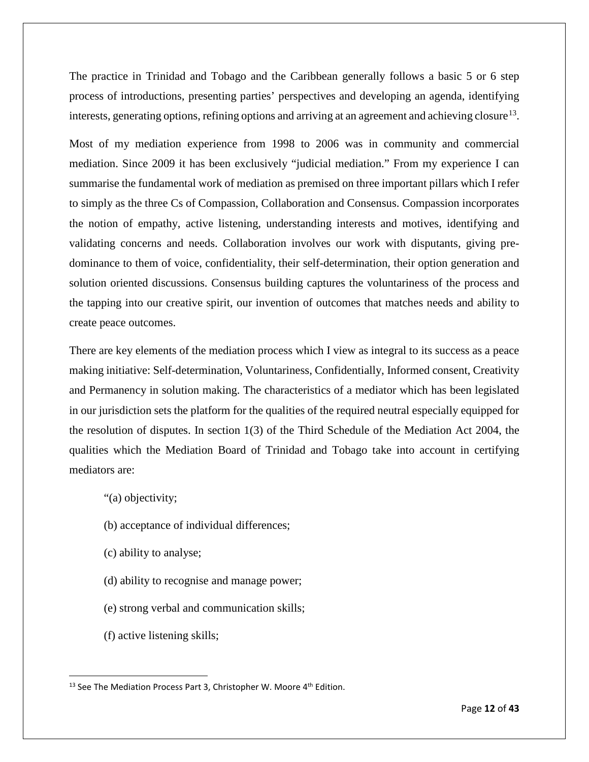The practice in Trinidad and Tobago and the Caribbean generally follows a basic 5 or 6 step process of introductions, presenting parties' perspectives and developing an agenda, identifying interests, generating options, refining options and arriving at an agreement and achieving closure[13].

Most of my mediation experience from 1998 to 2006 was in community and commercial mediation. Since 2009 it has been exclusively "judicial mediation." From my experience I can summarise the fundamental work of mediation as premised on three important pillars which I refer to simply as the three Cs of Compassion, Collaboration and Consensus. Compassion incorporates the notion of empathy, active listening, understanding interests and motives, identifying and validating concerns and needs. Collaboration involves our work with disputants, giving pre-dominance to them of voice, confidentiality, their self-determination, their option generation and solution oriented discussions. Consensus building captures the voluntariness of the process and the tapping into our creative spirit, our invention of outcomes that matches needs and ability to create peace outcomes.

There are key elements of the mediation process which I view as integral to its success as a peace making initiative: Self-determination, Voluntariness, Confidentially, Informed consent, Creativity and Permanency in solution making. The characteristics of a mediator which has been legislated in our jurisdiction sets the platform for the qualities of the required neutral especially equipped for the resolution of disputes. In section 1(3) of the Third Schedule of the Mediation Act 2004, the qualities which the Mediation Board of Trinidad and Tobago take into account in certifying mediators are:

> "(a) objectivity;
>
> (b) acceptance of individual differences;
>
> (c) ability to analyse;
>
> (d) ability to recognise and manage power;
>
> (e) strong verbal and communication skills;
>
> (f) active listening skills;

---

[13] See The Mediation Process Part 3, Christopher W. Moore 4th Edition.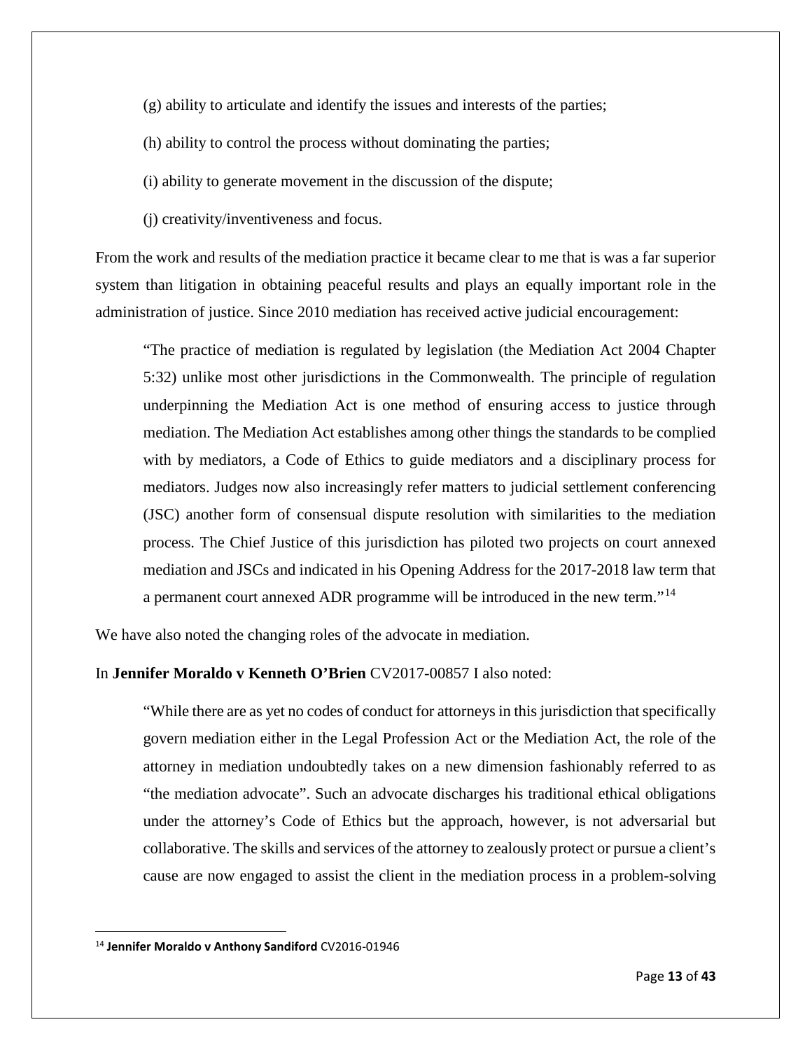(g) ability to articulate and identify the issues and interests of the parties;

(h) ability to control the process without dominating the parties;

(i) ability to generate movement in the discussion of the dispute;

(j) creativity/inventiveness and focus.

From the work and results of the mediation practice it became clear to me that is was a far superior system than litigation in obtaining peaceful results and plays an equally important role in the administration of justice. Since 2010 mediation has received active judicial encouragement:

> "The practice of mediation is regulated by legislation (the Mediation Act 2004 Chapter 5:32) unlike most other jurisdictions in the Commonwealth. The principle of regulation underpinning the Mediation Act is one method of ensuring access to justice through mediation. The Mediation Act establishes among other things the standards to be complied with by mediators, a Code of Ethics to guide mediators and a disciplinary process for mediators. Judges now also increasingly refer matters to judicial settlement conferencing (JSC) another form of consensual dispute resolution with similarities to the mediation process. The Chief Justice of this jurisdiction has piloted two projects on court annexed mediation and JSCs and indicated in his Opening Address for the 2017-2018 law term that a permanent court annexed ADR programme will be introduced in the new term."[14]

We have also noted the changing roles of the advocate in mediation.

In **Jennifer Moraldo v Kenneth O'Brien** CV2017-00857 I also noted:

> "While there are as yet no codes of conduct for attorneys in this jurisdiction that specifically govern mediation either in the Legal Profession Act or the Mediation Act, the role of the attorney in mediation undoubtedly takes on a new dimension fashionably referred to as "the mediation advocate". Such an advocate discharges his traditional ethical obligations under the attorney's Code of Ethics but the approach, however, is not adversarial but collaborative. The skills and services of the attorney to zealously protect or pursue a client's cause are now engaged to assist the client in the mediation process in a problem-solving

---

[14] **Jennifer Moraldo v Anthony Sandiford** CV2016-01946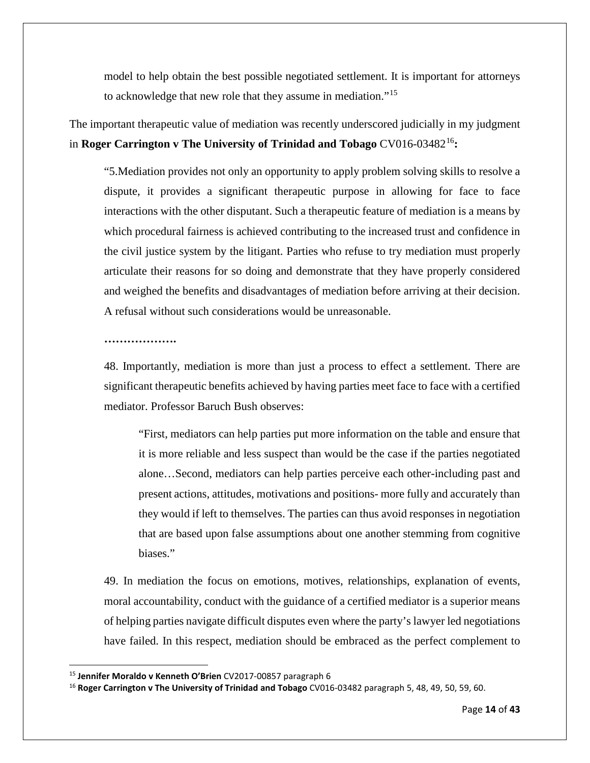> model to help obtain the best possible negotiated settlement. It is important for attorneys to acknowledge that new role that they assume in mediation."[15]

The important therapeutic value of mediation was recently underscored judicially in my judgment in **Roger Carrington v The University of Trinidad and Tobago** CV016-03482[16]**:**

> "5.Mediation provides not only an opportunity to apply problem solving skills to resolve a dispute, it provides a significant therapeutic purpose in allowing for face to face interactions with the other disputant. Such a therapeutic feature of mediation is a means by which procedural fairness is achieved contributing to the increased trust and confidence in the civil justice system by the litigant. Parties who refuse to try mediation must properly articulate their reasons for so doing and demonstrate that they have properly considered and weighed the benefits and disadvantages of mediation before arriving at their decision. A refusal without such considerations would be unreasonable.
>
> **……………….**
>
> 48. Importantly, mediation is more than just a process to effect a settlement. There are significant therapeutic benefits achieved by having parties meet face to face with a certified mediator. Professor Baruch Bush observes:
>
> > "First, mediators can help parties put more information on the table and ensure that it is more reliable and less suspect than would be the case if the parties negotiated alone…Second, mediators can help parties perceive each other-including past and present actions, attitudes, motivations and positions- more fully and accurately than they would if left to themselves. The parties can thus avoid responses in negotiation that are based upon false assumptions about one another stemming from cognitive biases."
>
> 49. In mediation the focus on emotions, motives, relationships, explanation of events, moral accountability, conduct with the guidance of a certified mediator is a superior means of helping parties navigate difficult disputes even where the party's lawyer led negotiations have failed. In this respect, mediation should be embraced as the perfect complement to

[15] **Jennifer Moraldo v Kenneth O'Brien** CV2017-00857 paragraph 6

[16] **Roger Carrington v The University of Trinidad and Tobago** CV016-03482 paragraph 5, 48, 49, 50, 59, 60.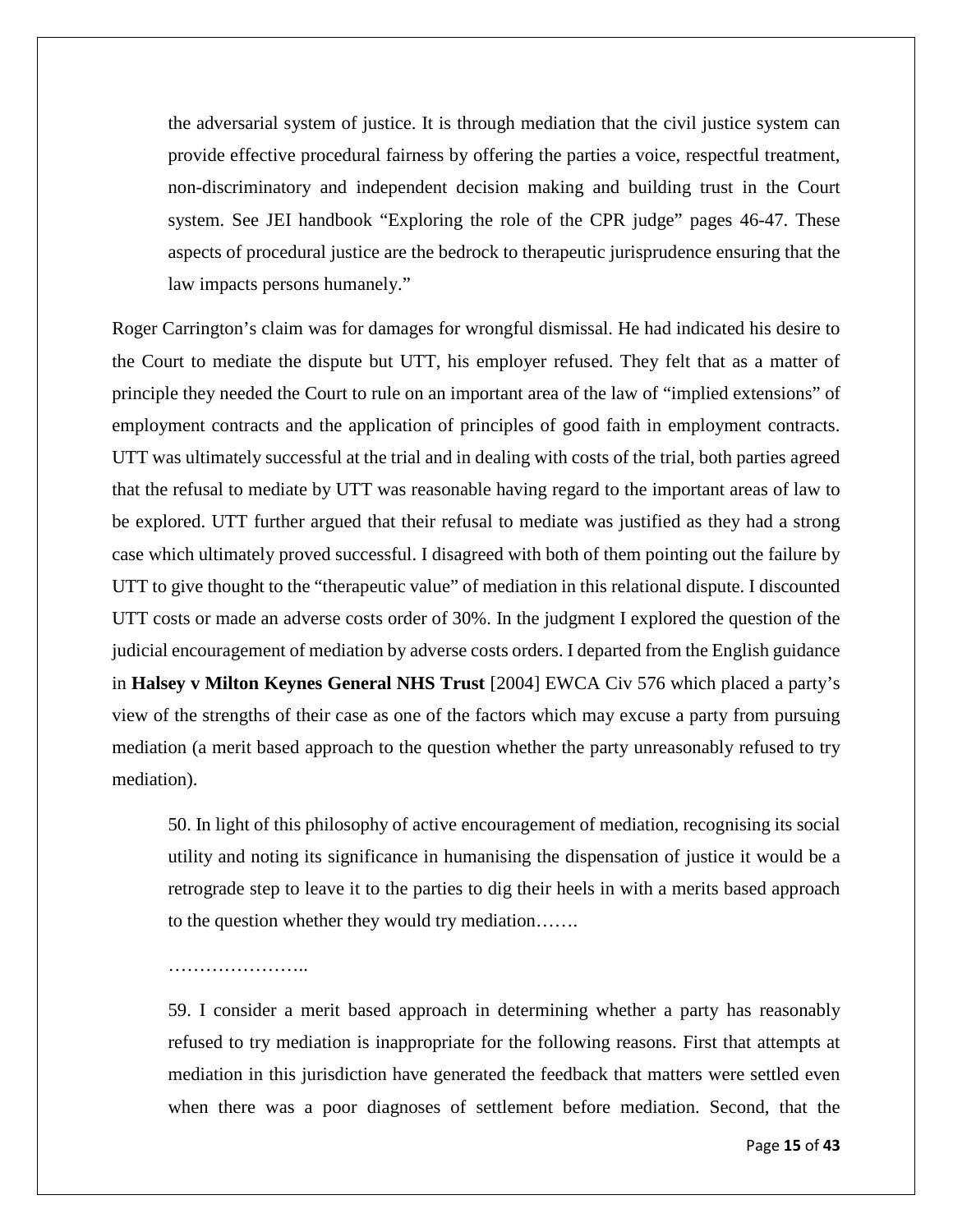> the adversarial system of justice. It is through mediation that the civil justice system can provide effective procedural fairness by offering the parties a voice, respectful treatment, non-discriminatory and independent decision making and building trust in the Court system. See JEI handbook "Exploring the role of the CPR judge" pages 46-47. These aspects of procedural justice are the bedrock to therapeutic jurisprudence ensuring that the law impacts persons humanely."

Roger Carrington's claim was for damages for wrongful dismissal. He had indicated his desire to the Court to mediate the dispute but UTT, his employer refused. They felt that as a matter of principle they needed the Court to rule on an important area of the law of "implied extensions" of employment contracts and the application of principles of good faith in employment contracts. UTT was ultimately successful at the trial and in dealing with costs of the trial, both parties agreed that the refusal to mediate by UTT was reasonable having regard to the important areas of law to be explored. UTT further argued that their refusal to mediate was justified as they had a strong case which ultimately proved successful. I disagreed with both of them pointing out the failure by UTT to give thought to the "therapeutic value" of mediation in this relational dispute. I discounted UTT costs or made an adverse costs order of 30%. In the judgment I explored the question of the judicial encouragement of mediation by adverse costs orders. I departed from the English guidance in **Halsey v Milton Keynes General NHS Trust** [2004] EWCA Civ 576 which placed a party's view of the strengths of their case as one of the factors which may excuse a party from pursuing mediation (a merit based approach to the question whether the party unreasonably refused to try mediation).

> 50. In light of this philosophy of active encouragement of mediation, recognising its social utility and noting its significance in humanising the dispensation of justice it would be a retrograde step to leave it to the parties to dig their heels in with a merits based approach to the question whether they would try mediation…….
>
> …………………..
>
> 59. I consider a merit based approach in determining whether a party has reasonably refused to try mediation is inappropriate for the following reasons. First that attempts at mediation in this jurisdiction have generated the feedback that matters were settled even when there was a poor diagnoses of settlement before mediation. Second, that the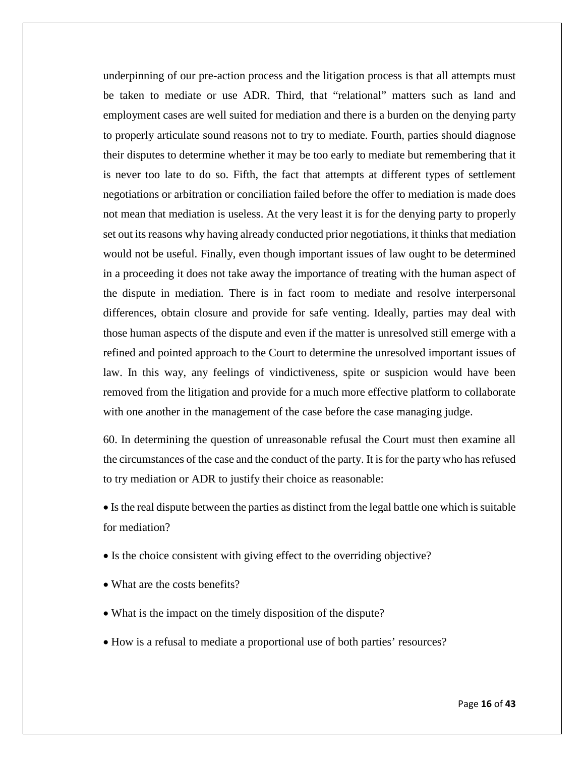underpinning of our pre-action process and the litigation process is that all attempts must be taken to mediate or use ADR. Third, that "relational" matters such as land and employment cases are well suited for mediation and there is a burden on the denying party to properly articulate sound reasons not to try to mediate. Fourth, parties should diagnose their disputes to determine whether it may be too early to mediate but remembering that it is never too late to do so. Fifth, the fact that attempts at different types of settlement negotiations or arbitration or conciliation failed before the offer to mediation is made does not mean that mediation is useless. At the very least it is for the denying party to properly set out its reasons why having already conducted prior negotiations, it thinks that mediation would not be useful. Finally, even though important issues of law ought to be determined in a proceeding it does not take away the importance of treating with the human aspect of the dispute in mediation. There is in fact room to mediate and resolve interpersonal differences, obtain closure and provide for safe venting. Ideally, parties may deal with those human aspects of the dispute and even if the matter is unresolved still emerge with a refined and pointed approach to the Court to determine the unresolved important issues of law. In this way, any feelings of vindictiveness, spite or suspicion would have been removed from the litigation and provide for a much more effective platform to collaborate with one another in the management of the case before the case managing judge.

60. In determining the question of unreasonable refusal the Court must then examine all the circumstances of the case and the conduct of the party. It is for the party who has refused to try mediation or ADR to justify their choice as reasonable:

- Is the real dispute between the parties as distinct from the legal battle one which is suitable for mediation?
- Is the choice consistent with giving effect to the overriding objective?
- What are the costs benefits?
- What is the impact on the timely disposition of the dispute?
- How is a refusal to mediate a proportional use of both parties' resources?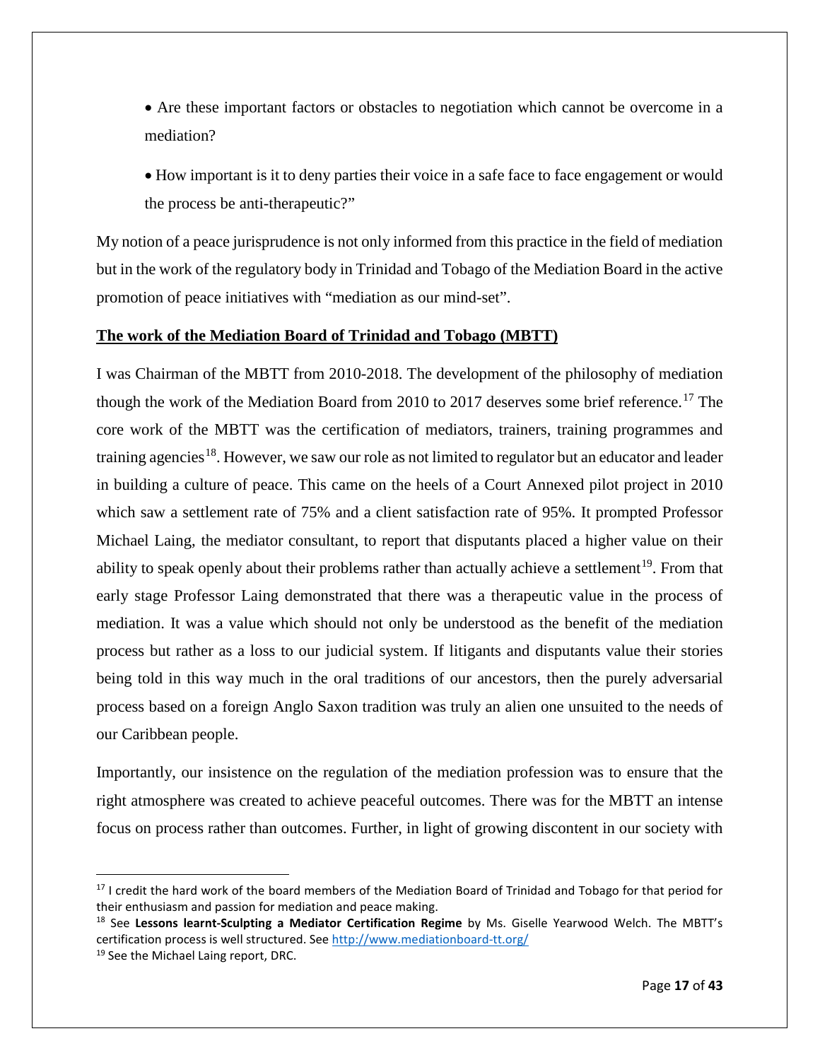- Are these important factors or obstacles to negotiation which cannot be overcome in a mediation?
- How important is it to deny parties their voice in a safe face to face engagement or would the process be anti-therapeutic?"

My notion of a peace jurisprudence is not only informed from this practice in the field of mediation but in the work of the regulatory body in Trinidad and Tobago of the Mediation Board in the active promotion of peace initiatives with "mediation as our mind-set".

**The work of the Mediation Board of Trinidad and Tobago (MBTT)**

I was Chairman of the MBTT from 2010-2018. The development of the philosophy of mediation though the work of the Mediation Board from 2010 to 2017 deserves some brief reference.[17] The core work of the MBTT was the certification of mediators, trainers, training programmes and training agencies[18]. However, we saw our role as not limited to regulator but an educator and leader in building a culture of peace. This came on the heels of a Court Annexed pilot project in 2010 which saw a settlement rate of 75% and a client satisfaction rate of 95%. It prompted Professor Michael Laing, the mediator consultant, to report that disputants placed a higher value on their ability to speak openly about their problems rather than actually achieve a settlement[19]. From that early stage Professor Laing demonstrated that there was a therapeutic value in the process of mediation. It was a value which should not only be understood as the benefit of the mediation process but rather as a loss to our judicial system. If litigants and disputants value their stories being told in this way much in the oral traditions of our ancestors, then the purely adversarial process based on a foreign Anglo Saxon tradition was truly an alien one unsuited to the needs of our Caribbean people.

Importantly, our insistence on the regulation of the mediation profession was to ensure that the right atmosphere was created to achieve peaceful outcomes. There was for the MBTT an intense focus on process rather than outcomes. Further, in light of growing discontent in our society with

[17] I credit the hard work of the board members of the Mediation Board of Trinidad and Tobago for that period for their enthusiasm and passion for mediation and peace making.

[18] See **Lessons learnt-Sculpting a Mediator Certification Regime** by Ms. Giselle Yearwood Welch. The MBTT's certification process is well structured. See http://www.mediationboard-tt.org/

[19] See the Michael Laing report, DRC.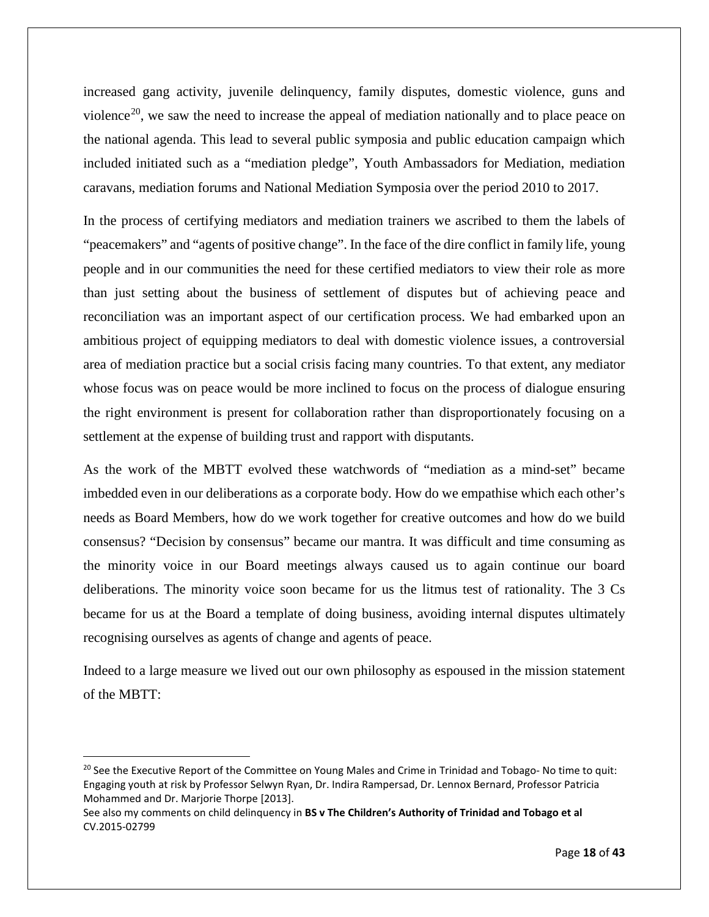increased gang activity, juvenile delinquency, family disputes, domestic violence, guns and violence[20], we saw the need to increase the appeal of mediation nationally and to place peace on the national agenda. This lead to several public symposia and public education campaign which included initiated such as a "mediation pledge", Youth Ambassadors for Mediation, mediation caravans, mediation forums and National Mediation Symposia over the period 2010 to 2017.

In the process of certifying mediators and mediation trainers we ascribed to them the labels of "peacemakers" and "agents of positive change". In the face of the dire conflict in family life, young people and in our communities the need for these certified mediators to view their role as more than just setting about the business of settlement of disputes but of achieving peace and reconciliation was an important aspect of our certification process. We had embarked upon an ambitious project of equipping mediators to deal with domestic violence issues, a controversial area of mediation practice but a social crisis facing many countries. To that extent, any mediator whose focus was on peace would be more inclined to focus on the process of dialogue ensuring the right environment is present for collaboration rather than disproportionately focusing on a settlement at the expense of building trust and rapport with disputants.

As the work of the MBTT evolved these watchwords of "mediation as a mind-set" became imbedded even in our deliberations as a corporate body. How do we empathise which each other's needs as Board Members, how do we work together for creative outcomes and how do we build consensus? "Decision by consensus" became our mantra. It was difficult and time consuming as the minority voice in our Board meetings always caused us to again continue our board deliberations. The minority voice soon became for us the litmus test of rationality. The 3 Cs became for us at the Board a template of doing business, avoiding internal disputes ultimately recognising ourselves as agents of change and agents of peace.

Indeed to a large measure we lived out our own philosophy as espoused in the mission statement of the MBTT:

---

[20] See the Executive Report of the Committee on Young Males and Crime in Trinidad and Tobago- No time to quit: Engaging youth at risk by Professor Selwyn Ryan, Dr. Indira Rampersad, Dr. Lennox Bernard, Professor Patricia Mohammed and Dr. Marjorie Thorpe [2013].
See also my comments on child delinquency in **BS v The Children's Authority of Trinidad and Tobago et al** CV.2015-02799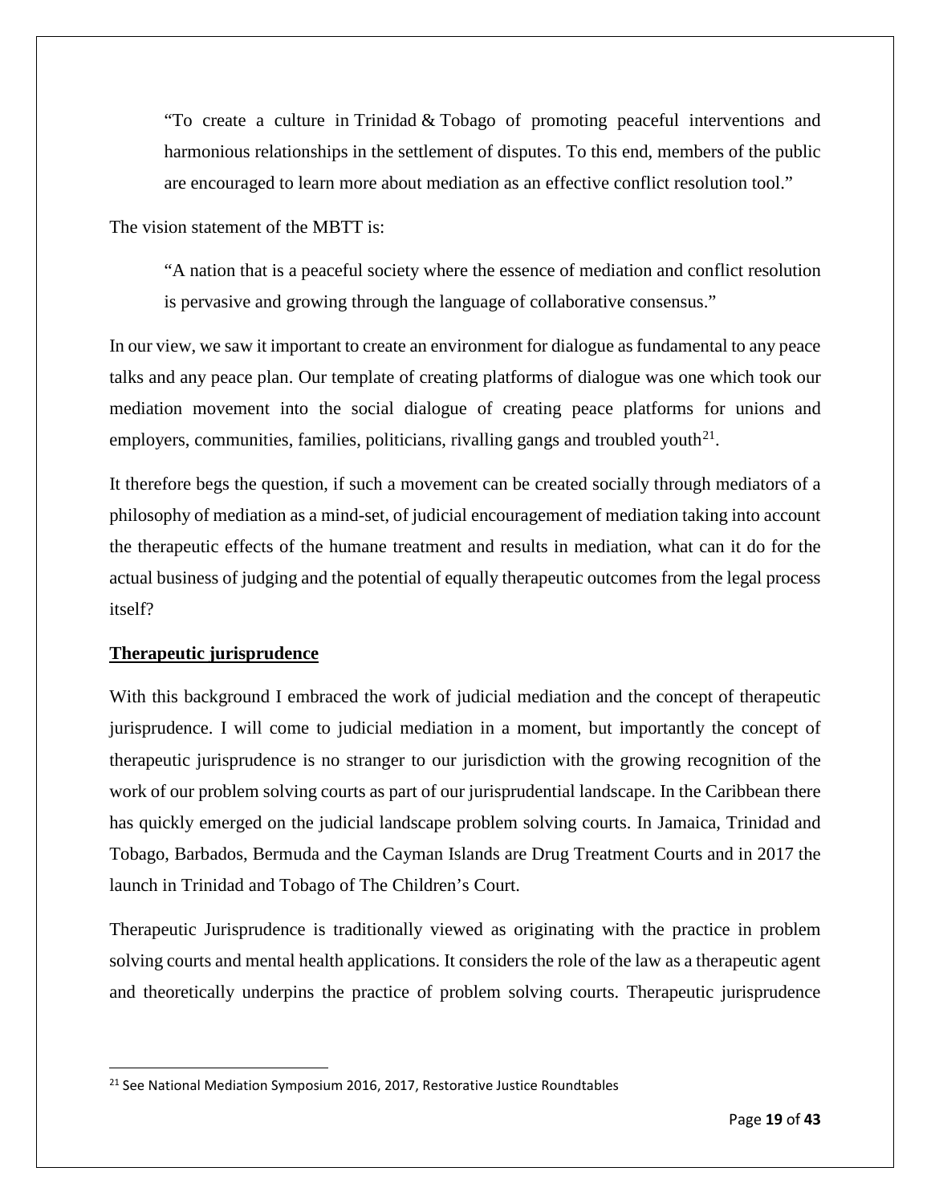> "To create a culture in Trinidad & Tobago of promoting peaceful interventions and harmonious relationships in the settlement of disputes. To this end, members of the public are encouraged to learn more about mediation as an effective conflict resolution tool."

The vision statement of the MBTT is:

> "A nation that is a peaceful society where the essence of mediation and conflict resolution is pervasive and growing through the language of collaborative consensus."

In our view, we saw it important to create an environment for dialogue as fundamental to any peace talks and any peace plan. Our template of creating platforms of dialogue was one which took our mediation movement into the social dialogue of creating peace platforms for unions and employers, communities, families, politicians, rivalling gangs and troubled youth[21].

It therefore begs the question, if such a movement can be created socially through mediators of a philosophy of mediation as a mind-set, of judicial encouragement of mediation taking into account the therapeutic effects of the humane treatment and results in mediation, what can it do for the actual business of judging and the potential of equally therapeutic outcomes from the legal process itself?

## Therapeutic jurisprudence

With this background I embraced the work of judicial mediation and the concept of therapeutic jurisprudence. I will come to judicial mediation in a moment, but importantly the concept of therapeutic jurisprudence is no stranger to our jurisdiction with the growing recognition of the work of our problem solving courts as part of our jurisprudential landscape. In the Caribbean there has quickly emerged on the judicial landscape problem solving courts. In Jamaica, Trinidad and Tobago, Barbados, Bermuda and the Cayman Islands are Drug Treatment Courts and in 2017 the launch in Trinidad and Tobago of The Children's Court.

Therapeutic Jurisprudence is traditionally viewed as originating with the practice in problem solving courts and mental health applications. It considers the role of the law as a therapeutic agent and theoretically underpins the practice of problem solving courts. Therapeutic jurisprudence

[21] See National Mediation Symposium 2016, 2017, Restorative Justice Roundtables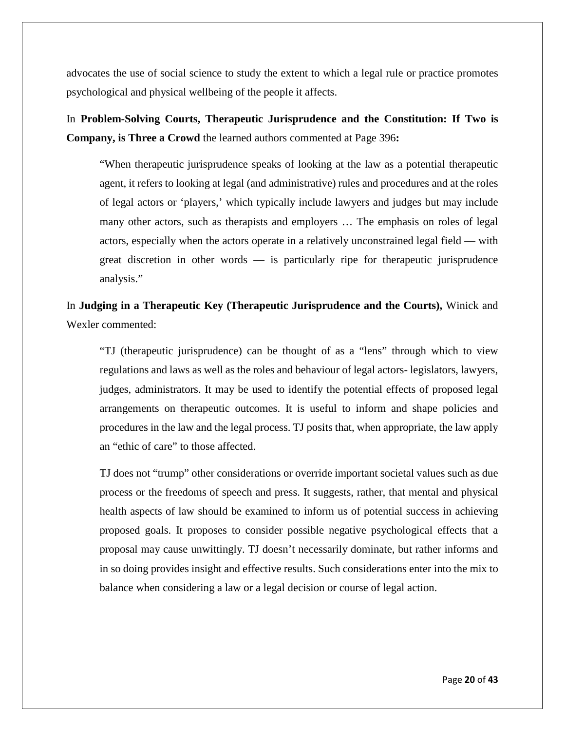advocates the use of social science to study the extent to which a legal rule or practice promotes psychological and physical wellbeing of the people it affects.

In **Problem-Solving Courts, Therapeutic Jurisprudence and the Constitution: If Two is Company, is Three a Crowd** the learned authors commented at Page 396**:**

> "When therapeutic jurisprudence speaks of looking at the law as a potential therapeutic agent, it refers to looking at legal (and administrative) rules and procedures and at the roles of legal actors or 'players,' which typically include lawyers and judges but may include many other actors, such as therapists and employers … The emphasis on roles of legal actors, especially when the actors operate in a relatively unconstrained legal field — with great discretion in other words — is particularly ripe for therapeutic jurisprudence analysis."

In **Judging in a Therapeutic Key (Therapeutic Jurisprudence and the Courts),** Winick and Wexler commented:

> "TJ (therapeutic jurisprudence) can be thought of as a "lens" through which to view regulations and laws as well as the roles and behaviour of legal actors- legislators, lawyers, judges, administrators. It may be used to identify the potential effects of proposed legal arrangements on therapeutic outcomes. It is useful to inform and shape policies and procedures in the law and the legal process. TJ posits that, when appropriate, the law apply an "ethic of care" to those affected.
>
> TJ does not "trump" other considerations or override important societal values such as due process or the freedoms of speech and press. It suggests, rather, that mental and physical health aspects of law should be examined to inform us of potential success in achieving proposed goals. It proposes to consider possible negative psychological effects that a proposal may cause unwittingly. TJ doesn't necessarily dominate, but rather informs and in so doing provides insight and effective results. Such considerations enter into the mix to balance when considering a law or a legal decision or course of legal action.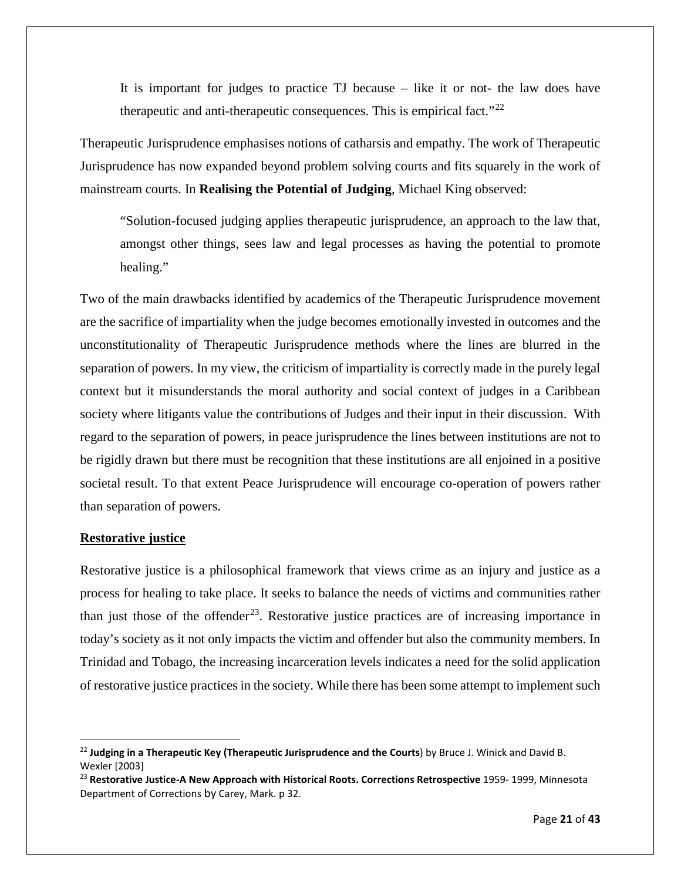> It is important for judges to practice TJ because – like it or not- the law does have therapeutic and anti-therapeutic consequences. This is empirical fact."[22]

Therapeutic Jurisprudence emphasises notions of catharsis and empathy. The work of Therapeutic Jurisprudence has now expanded beyond problem solving courts and fits squarely in the work of mainstream courts. In **Realising the Potential of Judging**, Michael King observed:

> "Solution-focused judging applies therapeutic jurisprudence, an approach to the law that, amongst other things, sees law and legal processes as having the potential to promote healing."

Two of the main drawbacks identified by academics of the Therapeutic Jurisprudence movement are the sacrifice of impartiality when the judge becomes emotionally invested in outcomes and the unconstitutionality of Therapeutic Jurisprudence methods where the lines are blurred in the separation of powers. In my view, the criticism of impartiality is correctly made in the purely legal context but it misunderstands the moral authority and social context of judges in a Caribbean society where litigants value the contributions of Judges and their input in their discussion. With regard to the separation of powers, in peace jurisprudence the lines between institutions are not to be rigidly drawn but there must be recognition that these institutions are all enjoined in a positive societal result. To that extent Peace Jurisprudence will encourage co-operation of powers rather than separation of powers.

**Restorative justice**

Restorative justice is a philosophical framework that views crime as an injury and justice as a process for healing to take place. It seeks to balance the needs of victims and communities rather than just those of the offender[23]. Restorative justice practices are of increasing importance in today's society as it not only impacts the victim and offender but also the community members. In Trinidad and Tobago, the increasing incarceration levels indicates a need for the solid application of restorative justice practices in the society. While there has been some attempt to implement such

---

[22] **Judging in a Therapeutic Key (Therapeutic Jurisprudence and the Courts**) by Bruce J. Winick and David B. Wexler [2003]

[23] **Restorative Justice-A New Approach with Historical Roots. Corrections Retrospective** 1959- 1999, Minnesota Department of Corrections by Carey, Mark. p 32.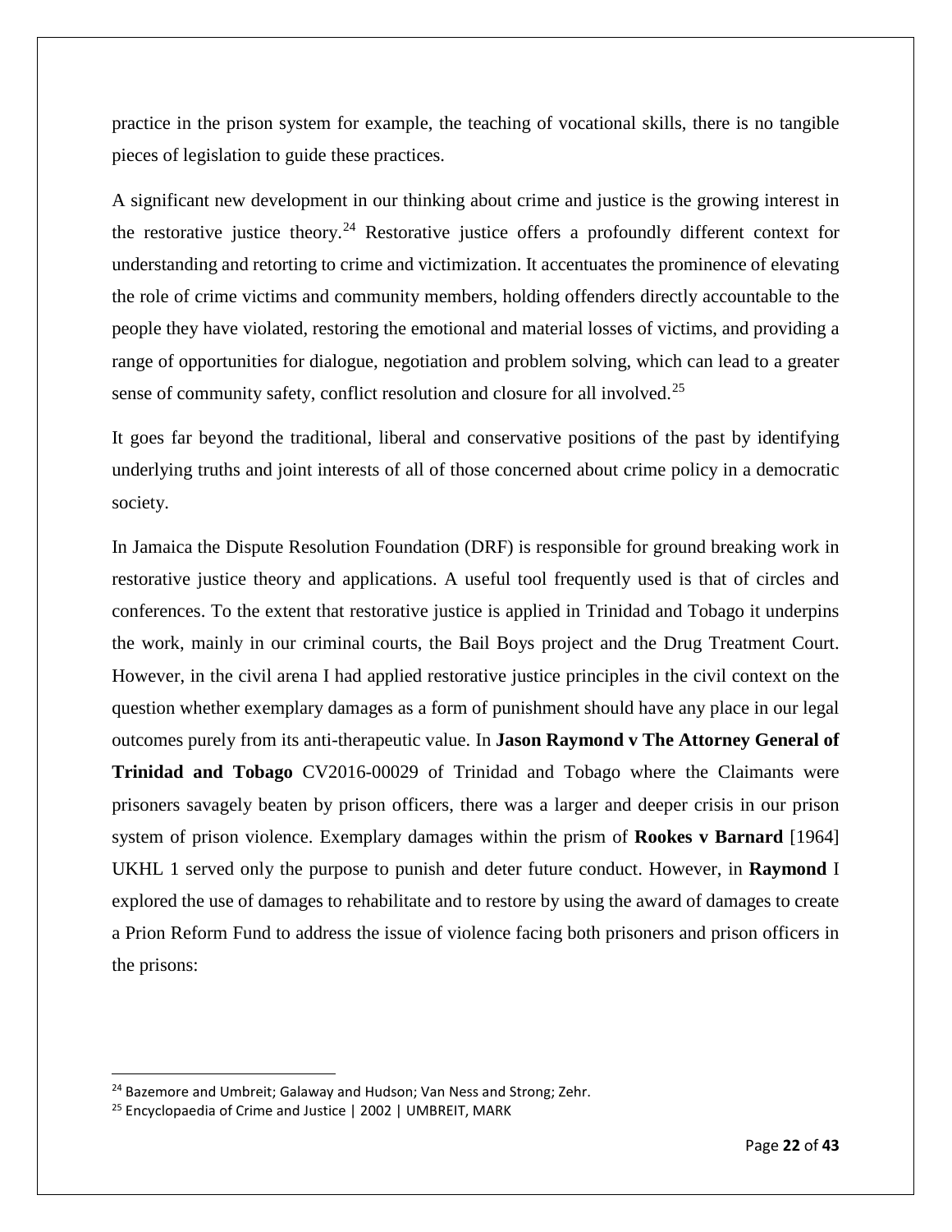practice in the prison system for example, the teaching of vocational skills, there is no tangible pieces of legislation to guide these practices.

A significant new development in our thinking about crime and justice is the growing interest in the restorative justice theory.[24] Restorative justice offers a profoundly different context for understanding and retorting to crime and victimization. It accentuates the prominence of elevating the role of crime victims and community members, holding offenders directly accountable to the people they have violated, restoring the emotional and material losses of victims, and providing a range of opportunities for dialogue, negotiation and problem solving, which can lead to a greater sense of community safety, conflict resolution and closure for all involved.[25]

It goes far beyond the traditional, liberal and conservative positions of the past by identifying underlying truths and joint interests of all of those concerned about crime policy in a democratic society.

In Jamaica the Dispute Resolution Foundation (DRF) is responsible for ground breaking work in restorative justice theory and applications. A useful tool frequently used is that of circles and conferences. To the extent that restorative justice is applied in Trinidad and Tobago it underpins the work, mainly in our criminal courts, the Bail Boys project and the Drug Treatment Court. However, in the civil arena I had applied restorative justice principles in the civil context on the question whether exemplary damages as a form of punishment should have any place in our legal outcomes purely from its anti-therapeutic value. In **Jason Raymond v The Attorney General of Trinidad and Tobago** CV2016-00029 of Trinidad and Tobago where the Claimants were prisoners savagely beaten by prison officers, there was a larger and deeper crisis in our prison system of prison violence. Exemplary damages within the prism of **Rookes v Barnard** [1964] UKHL 1 served only the purpose to punish and deter future conduct. However, in **Raymond** I explored the use of damages to rehabilitate and to restore by using the award of damages to create a Prion Reform Fund to address the issue of violence facing both prisoners and prison officers in the prisons:

---

[24] Bazemore and Umbreit; Galaway and Hudson; Van Ness and Strong; Zehr.

[25] Encyclopaedia of Crime and Justice | 2002 | UMBREIT, MARK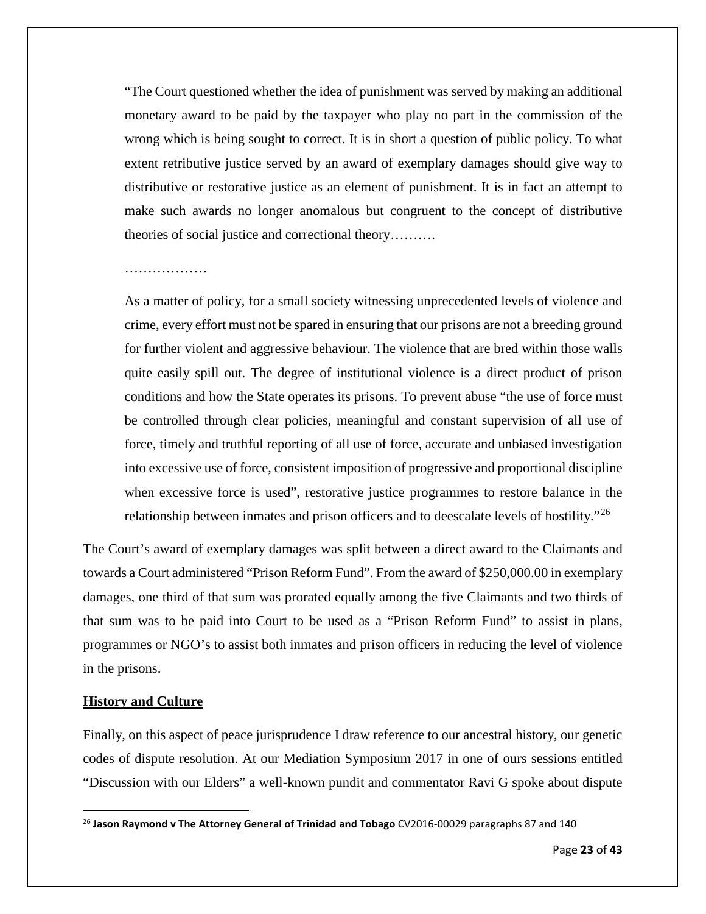> "The Court questioned whether the idea of punishment was served by making an additional monetary award to be paid by the taxpayer who play no part in the commission of the wrong which is being sought to correct. It is in short a question of public policy. To what extent retributive justice served by an award of exemplary damages should give way to distributive or restorative justice as an element of punishment. It is in fact an attempt to make such awards no longer anomalous but congruent to the concept of distributive theories of social justice and correctional theory……….
>
> ………………
>
> As a matter of policy, for a small society witnessing unprecedented levels of violence and crime, every effort must not be spared in ensuring that our prisons are not a breeding ground for further violent and aggressive behaviour. The violence that are bred within those walls quite easily spill out. The degree of institutional violence is a direct product of prison conditions and how the State operates its prisons. To prevent abuse "the use of force must be controlled through clear policies, meaningful and constant supervision of all use of force, timely and truthful reporting of all use of force, accurate and unbiased investigation into excessive use of force, consistent imposition of progressive and proportional discipline when excessive force is used", restorative justice programmes to restore balance in the relationship between inmates and prison officers and to deescalate levels of hostility."[26]

The Court's award of exemplary damages was split between a direct award to the Claimants and towards a Court administered "Prison Reform Fund". From the award of $250,000.00 in exemplary damages, one third of that sum was prorated equally among the five Claimants and two thirds of that sum was to be paid into Court to be used as a "Prison Reform Fund" to assist in plans, programmes or NGO's to assist both inmates and prison officers in reducing the level of violence in the prisons.

## History and Culture

Finally, on this aspect of peace jurisprudence I draw reference to our ancestral history, our genetic codes of dispute resolution. At our Mediation Symposium 2017 in one of ours sessions entitled "Discussion with our Elders" a well-known pundit and commentator Ravi G spoke about dispute

---

[26] **Jason Raymond v The Attorney General of Trinidad and Tobago** CV2016-00029 paragraphs 87 and 140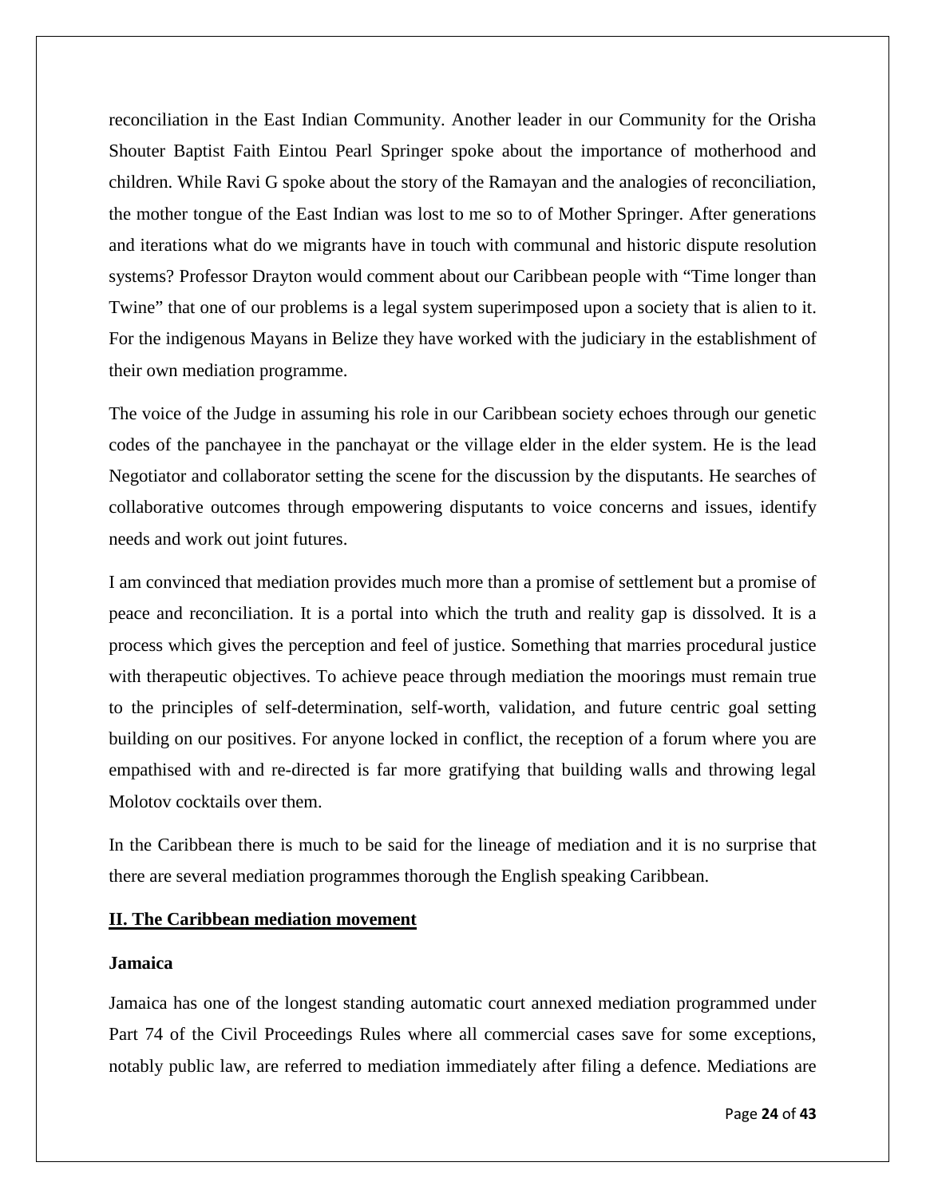reconciliation in the East Indian Community. Another leader in our Community for the Orisha Shouter Baptist Faith Eintou Pearl Springer spoke about the importance of motherhood and children. While Ravi G spoke about the story of the Ramayan and the analogies of reconciliation, the mother tongue of the East Indian was lost to me so to of Mother Springer. After generations and iterations what do we migrants have in touch with communal and historic dispute resolution systems? Professor Drayton would comment about our Caribbean people with "Time longer than Twine" that one of our problems is a legal system superimposed upon a society that is alien to it. For the indigenous Mayans in Belize they have worked with the judiciary in the establishment of their own mediation programme.

The voice of the Judge in assuming his role in our Caribbean society echoes through our genetic codes of the panchayee in the panchayat or the village elder in the elder system. He is the lead Negotiator and collaborator setting the scene for the discussion by the disputants. He searches of collaborative outcomes through empowering disputants to voice concerns and issues, identify needs and work out joint futures.

I am convinced that mediation provides much more than a promise of settlement but a promise of peace and reconciliation. It is a portal into which the truth and reality gap is dissolved. It is a process which gives the perception and feel of justice. Something that marries procedural justice with therapeutic objectives. To achieve peace through mediation the moorings must remain true to the principles of self-determination, self-worth, validation, and future centric goal setting building on our positives. For anyone locked in conflict, the reception of a forum where you are empathised with and re-directed is far more gratifying that building walls and throwing legal Molotov cocktails over them.

In the Caribbean there is much to be said for the lineage of mediation and it is no surprise that there are several mediation programmes thorough the English speaking Caribbean.

## II. The Caribbean mediation movement

### Jamaica

Jamaica has one of the longest standing automatic court annexed mediation programmed under Part 74 of the Civil Proceedings Rules where all commercial cases save for some exceptions, notably public law, are referred to mediation immediately after filing a defence. Mediations are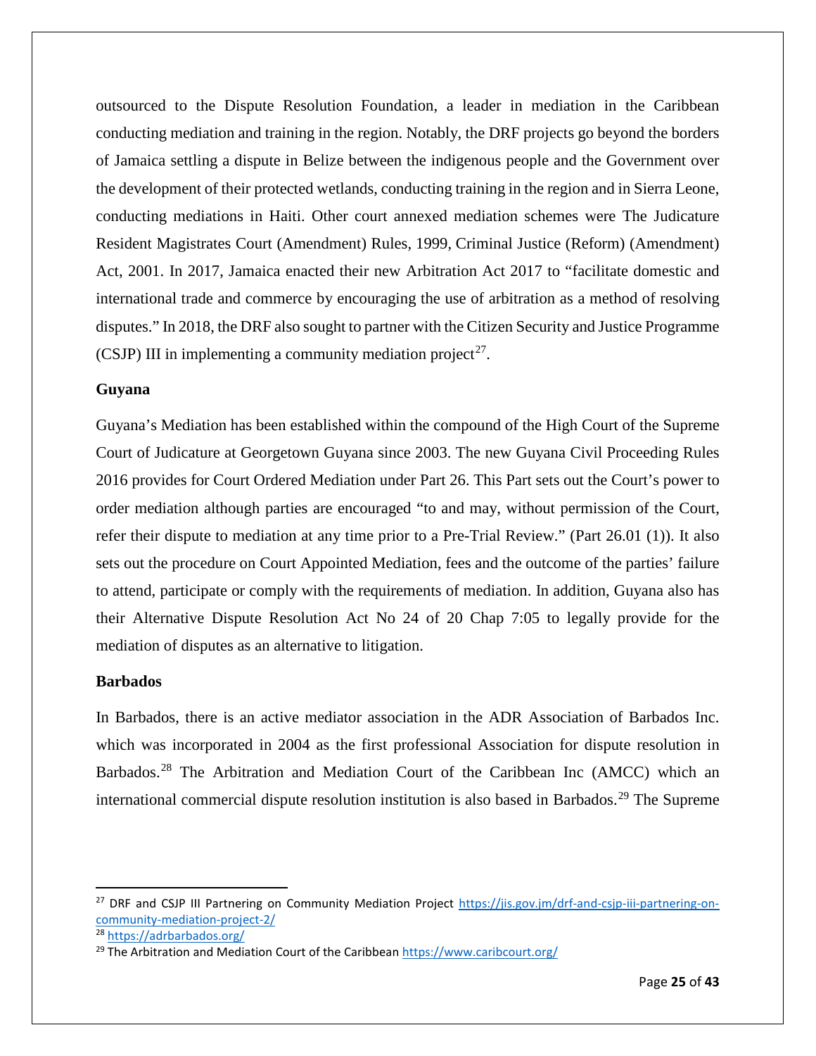outsourced to the Dispute Resolution Foundation, a leader in mediation in the Caribbean conducting mediation and training in the region. Notably, the DRF projects go beyond the borders of Jamaica settling a dispute in Belize between the indigenous people and the Government over the development of their protected wetlands, conducting training in the region and in Sierra Leone, conducting mediations in Haiti. Other court annexed mediation schemes were The Judicature Resident Magistrates Court (Amendment) Rules, 1999, Criminal Justice (Reform) (Amendment) Act, 2001. In 2017, Jamaica enacted their new Arbitration Act 2017 to "facilitate domestic and international trade and commerce by encouraging the use of arbitration as a method of resolving disputes." In 2018, the DRF also sought to partner with the Citizen Security and Justice Programme (CSJP) III in implementing a community mediation project[27].

**Guyana**

Guyana's Mediation has been established within the compound of the High Court of the Supreme Court of Judicature at Georgetown Guyana since 2003. The new Guyana Civil Proceeding Rules 2016 provides for Court Ordered Mediation under Part 26. This Part sets out the Court's power to order mediation although parties are encouraged "to and may, without permission of the Court, refer their dispute to mediation at any time prior to a Pre-Trial Review." (Part 26.01 (1)). It also sets out the procedure on Court Appointed Mediation, fees and the outcome of the parties' failure to attend, participate or comply with the requirements of mediation. In addition, Guyana also has their Alternative Dispute Resolution Act No 24 of 20 Chap 7:05 to legally provide for the mediation of disputes as an alternative to litigation.

**Barbados**

In Barbados, there is an active mediator association in the ADR Association of Barbados Inc. which was incorporated in 2004 as the first professional Association for dispute resolution in Barbados.[28] The Arbitration and Mediation Court of the Caribbean Inc (AMCC) which an international commercial dispute resolution institution is also based in Barbados.[29] The Supreme

---

[27] DRF and CSJP III Partnering on Community Mediation Project https://jis.gov.jm/drf-and-csjp-iii-partnering-on-community-mediation-project-2/

[28] https://adrbarbados.org/

[29] The Arbitration and Mediation Court of the Caribbean https://www.caribcourt.org/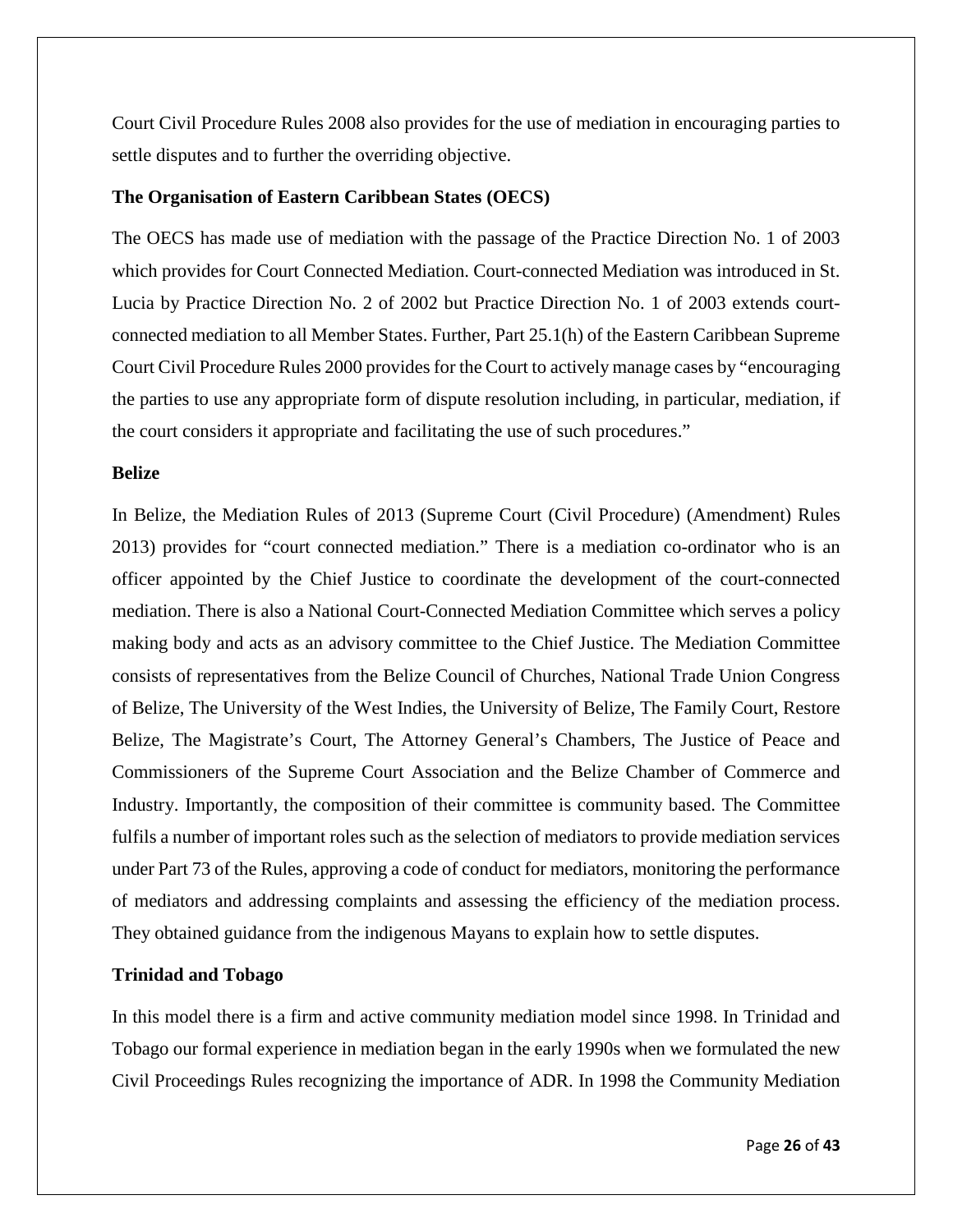Court Civil Procedure Rules 2008 also provides for the use of mediation in encouraging parties to settle disputes and to further the overriding objective.

**The Organisation of Eastern Caribbean States (OECS)**

The OECS has made use of mediation with the passage of the Practice Direction No. 1 of 2003 which provides for Court Connected Mediation. Court-connected Mediation was introduced in St. Lucia by Practice Direction No. 2 of 2002 but Practice Direction No. 1 of 2003 extends court-connected mediation to all Member States. Further, Part 25.1(h) of the Eastern Caribbean Supreme Court Civil Procedure Rules 2000 provides for the Court to actively manage cases by "encouraging the parties to use any appropriate form of dispute resolution including, in particular, mediation, if the court considers it appropriate and facilitating the use of such procedures."

**Belize**

In Belize, the Mediation Rules of 2013 (Supreme Court (Civil Procedure) (Amendment) Rules 2013) provides for "court connected mediation." There is a mediation co-ordinator who is an officer appointed by the Chief Justice to coordinate the development of the court-connected mediation. There is also a National Court-Connected Mediation Committee which serves a policy making body and acts as an advisory committee to the Chief Justice. The Mediation Committee consists of representatives from the Belize Council of Churches, National Trade Union Congress of Belize, The University of the West Indies, the University of Belize, The Family Court, Restore Belize, The Magistrate's Court, The Attorney General's Chambers, The Justice of Peace and Commissioners of the Supreme Court Association and the Belize Chamber of Commerce and Industry. Importantly, the composition of their committee is community based. The Committee fulfils a number of important roles such as the selection of mediators to provide mediation services under Part 73 of the Rules, approving a code of conduct for mediators, monitoring the performance of mediators and addressing complaints and assessing the efficiency of the mediation process. They obtained guidance from the indigenous Mayans to explain how to settle disputes.

**Trinidad and Tobago**

In this model there is a firm and active community mediation model since 1998. In Trinidad and Tobago our formal experience in mediation began in the early 1990s when we formulated the new Civil Proceedings Rules recognizing the importance of ADR. In 1998 the Community Mediation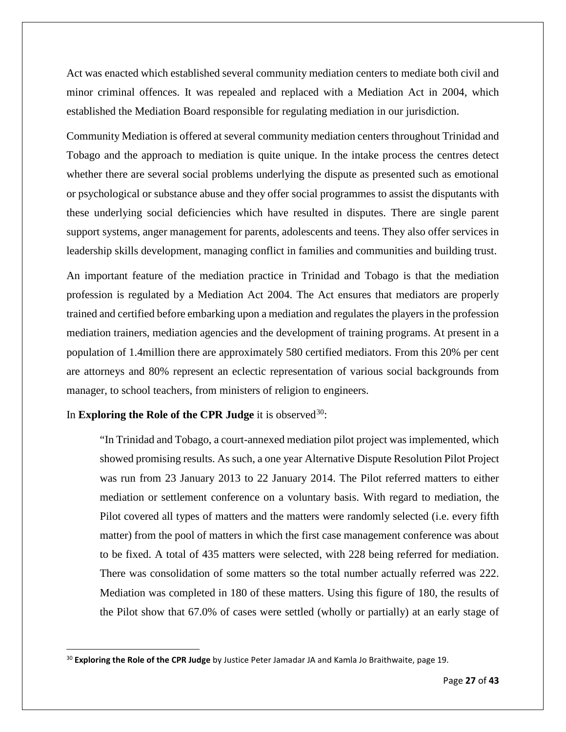Act was enacted which established several community mediation centers to mediate both civil and minor criminal offences. It was repealed and replaced with a Mediation Act in 2004, which established the Mediation Board responsible for regulating mediation in our jurisdiction.

Community Mediation is offered at several community mediation centers throughout Trinidad and Tobago and the approach to mediation is quite unique. In the intake process the centres detect whether there are several social problems underlying the dispute as presented such as emotional or psychological or substance abuse and they offer social programmes to assist the disputants with these underlying social deficiencies which have resulted in disputes. There are single parent support systems, anger management for parents, adolescents and teens. They also offer services in leadership skills development, managing conflict in families and communities and building trust.

An important feature of the mediation practice in Trinidad and Tobago is that the mediation profession is regulated by a Mediation Act 2004. The Act ensures that mediators are properly trained and certified before embarking upon a mediation and regulates the players in the profession mediation trainers, mediation agencies and the development of training programs. At present in a population of 1.4million there are approximately 580 certified mediators. From this 20% per cent are attorneys and 80% represent an eclectic representation of various social backgrounds from manager, to school teachers, from ministers of religion to engineers.

In **Exploring the Role of the CPR Judge** it is observed[30]:

> "In Trinidad and Tobago, a court-annexed mediation pilot project was implemented, which showed promising results. As such, a one year Alternative Dispute Resolution Pilot Project was run from 23 January 2013 to 22 January 2014. The Pilot referred matters to either mediation or settlement conference on a voluntary basis. With regard to mediation, the Pilot covered all types of matters and the matters were randomly selected (i.e. every fifth matter) from the pool of matters in which the first case management conference was about to be fixed. A total of 435 matters were selected, with 228 being referred for mediation. There was consolidation of some matters so the total number actually referred was 222. Mediation was completed in 180 of these matters. Using this figure of 180, the results of the Pilot show that 67.0% of cases were settled (wholly or partially) at an early stage of

---

[30] **Exploring the Role of the CPR Judge** by Justice Peter Jamadar JA and Kamla Jo Braithwaite, page 19.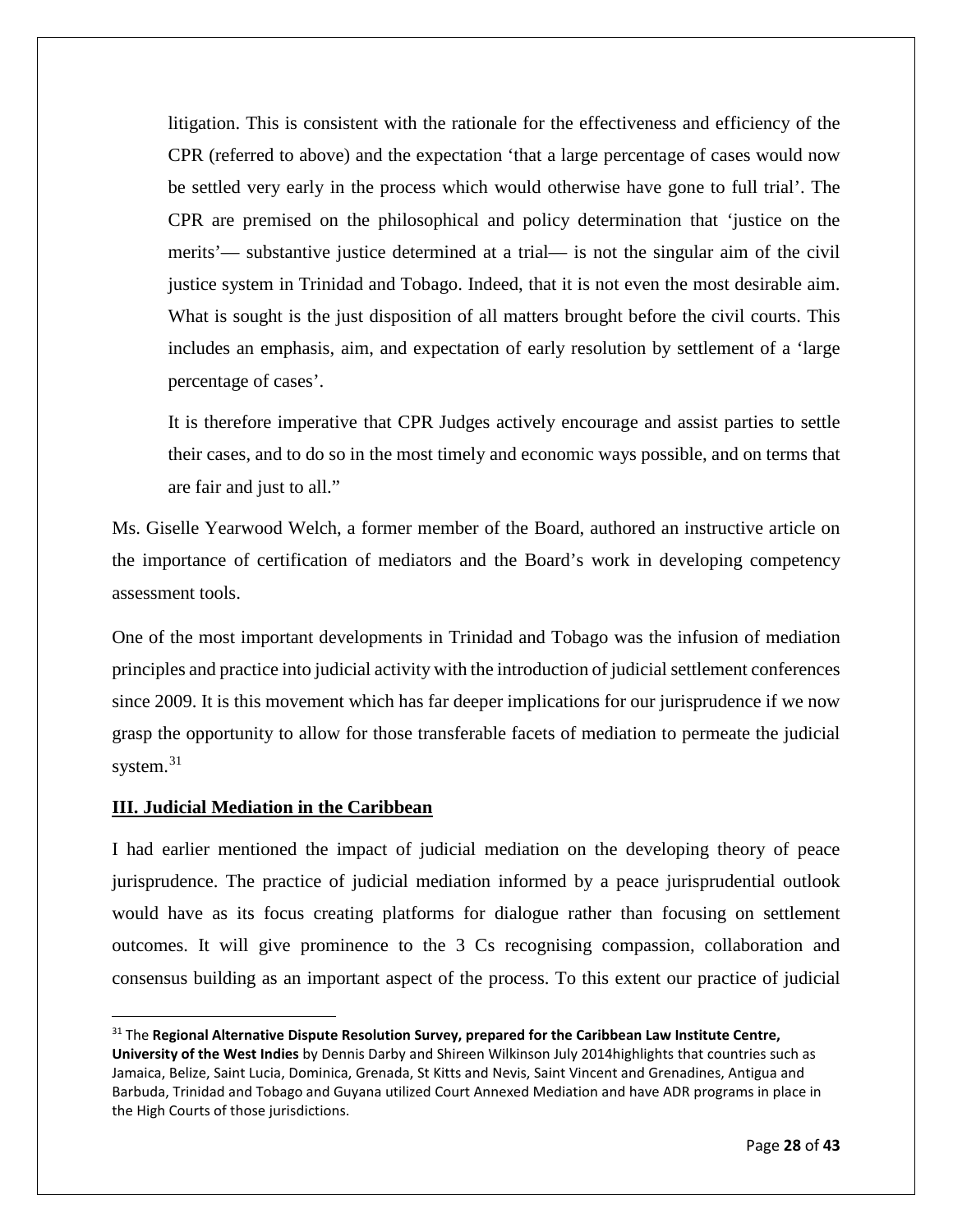litigation. This is consistent with the rationale for the effectiveness and efficiency of the CPR (referred to above) and the expectation 'that a large percentage of cases would now be settled very early in the process which would otherwise have gone to full trial'. The CPR are premised on the philosophical and policy determination that 'justice on the merits'— substantive justice determined at a trial— is not the singular aim of the civil justice system in Trinidad and Tobago. Indeed, that it is not even the most desirable aim. What is sought is the just disposition of all matters brought before the civil courts. This includes an emphasis, aim, and expectation of early resolution by settlement of a 'large percentage of cases'.

It is therefore imperative that CPR Judges actively encourage and assist parties to settle their cases, and to do so in the most timely and economic ways possible, and on terms that are fair and just to all."

Ms. Giselle Yearwood Welch, a former member of the Board, authored an instructive article on the importance of certification of mediators and the Board's work in developing competency assessment tools.

One of the most important developments in Trinidad and Tobago was the infusion of mediation principles and practice into judicial activity with the introduction of judicial settlement conferences since 2009. It is this movement which has far deeper implications for our jurisprudence if we now grasp the opportunity to allow for those transferable facets of mediation to permeate the judicial system.[31]

## III. Judicial Mediation in the Caribbean

I had earlier mentioned the impact of judicial mediation on the developing theory of peace jurisprudence. The practice of judicial mediation informed by a peace jurisprudential outlook would have as its focus creating platforms for dialogue rather than focusing on settlement outcomes. It will give prominence to the 3 Cs recognising compassion, collaboration and consensus building as an important aspect of the process. To this extent our practice of judicial

---

[31] The **Regional Alternative Dispute Resolution Survey, prepared for the Caribbean Law Institute Centre, University of the West Indies** by Dennis Darby and Shireen Wilkinson July 2014highlights that countries such as Jamaica, Belize, Saint Lucia, Dominica, Grenada, St Kitts and Nevis, Saint Vincent and Grenadines, Antigua and Barbuda, Trinidad and Tobago and Guyana utilized Court Annexed Mediation and have ADR programs in place in the High Courts of those jurisdictions.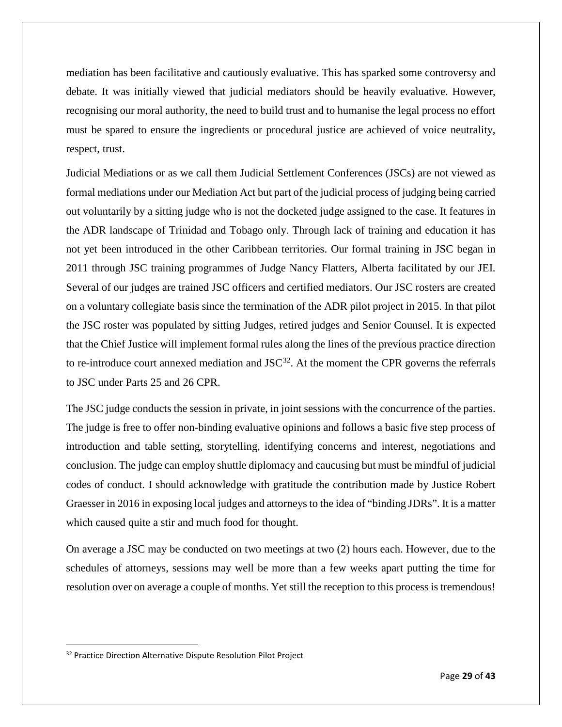mediation has been facilitative and cautiously evaluative. This has sparked some controversy and debate. It was initially viewed that judicial mediators should be heavily evaluative. However, recognising our moral authority, the need to build trust and to humanise the legal process no effort must be spared to ensure the ingredients or procedural justice are achieved of voice neutrality, respect, trust.

Judicial Mediations or as we call them Judicial Settlement Conferences (JSCs) are not viewed as formal mediations under our Mediation Act but part of the judicial process of judging being carried out voluntarily by a sitting judge who is not the docketed judge assigned to the case. It features in the ADR landscape of Trinidad and Tobago only. Through lack of training and education it has not yet been introduced in the other Caribbean territories. Our formal training in JSC began in 2011 through JSC training programmes of Judge Nancy Flatters, Alberta facilitated by our JEI. Several of our judges are trained JSC officers and certified mediators. Our JSC rosters are created on a voluntary collegiate basis since the termination of the ADR pilot project in 2015. In that pilot the JSC roster was populated by sitting Judges, retired judges and Senior Counsel. It is expected that the Chief Justice will implement formal rules along the lines of the previous practice direction to re-introduce court annexed mediation and JSC[32]. At the moment the CPR governs the referrals to JSC under Parts 25 and 26 CPR.

The JSC judge conducts the session in private, in joint sessions with the concurrence of the parties. The judge is free to offer non-binding evaluative opinions and follows a basic five step process of introduction and table setting, storytelling, identifying concerns and interest, negotiations and conclusion. The judge can employ shuttle diplomacy and caucusing but must be mindful of judicial codes of conduct. I should acknowledge with gratitude the contribution made by Justice Robert Graesser in 2016 in exposing local judges and attorneys to the idea of "binding JDRs". It is a matter which caused quite a stir and much food for thought.

On average a JSC may be conducted on two meetings at two (2) hours each. However, due to the schedules of attorneys, sessions may well be more than a few weeks apart putting the time for resolution over on average a couple of months. Yet still the reception to this process is tremendous!

---

[32] Practice Direction Alternative Dispute Resolution Pilot Project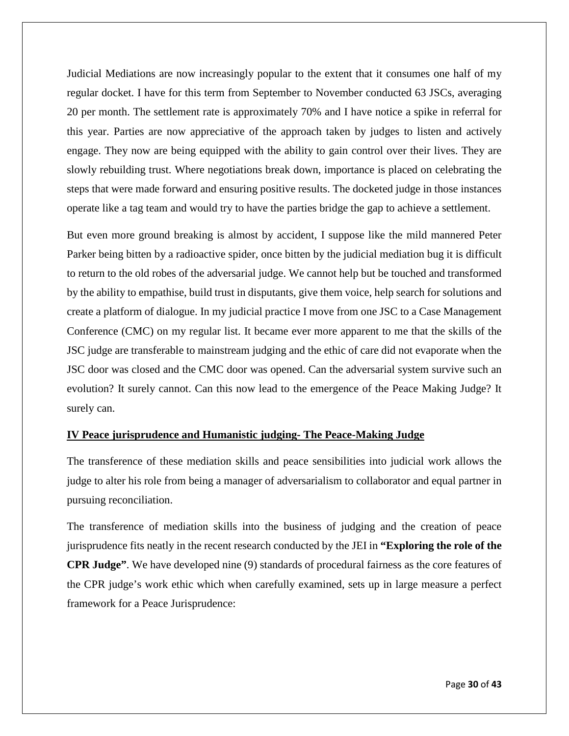Judicial Mediations are now increasingly popular to the extent that it consumes one half of my regular docket. I have for this term from September to November conducted 63 JSCs, averaging 20 per month. The settlement rate is approximately 70% and I have notice a spike in referral for this year. Parties are now appreciative of the approach taken by judges to listen and actively engage. They now are being equipped with the ability to gain control over their lives. They are slowly rebuilding trust. Where negotiations break down, importance is placed on celebrating the steps that were made forward and ensuring positive results. The docketed judge in those instances operate like a tag team and would try to have the parties bridge the gap to achieve a settlement.

But even more ground breaking is almost by accident, I suppose like the mild mannered Peter Parker being bitten by a radioactive spider, once bitten by the judicial mediation bug it is difficult to return to the old robes of the adversarial judge. We cannot help but be touched and transformed by the ability to empathise, build trust in disputants, give them voice, help search for solutions and create a platform of dialogue. In my judicial practice I move from one JSC to a Case Management Conference (CMC) on my regular list. It became ever more apparent to me that the skills of the JSC judge are transferable to mainstream judging and the ethic of care did not evaporate when the JSC door was closed and the CMC door was opened. Can the adversarial system survive such an evolution? It surely cannot. Can this now lead to the emergence of the Peace Making Judge? It surely can.

## IV Peace jurisprudence and Humanistic judging- The Peace-Making Judge

The transference of these mediation skills and peace sensibilities into judicial work allows the judge to alter his role from being a manager of adversarialism to collaborator and equal partner in pursuing reconciliation.

The transference of mediation skills into the business of judging and the creation of peace jurisprudence fits neatly in the recent research conducted by the JEI in **"Exploring the role of the CPR Judge"**. We have developed nine (9) standards of procedural fairness as the core features of the CPR judge's work ethic which when carefully examined, sets up in large measure a perfect framework for a Peace Jurisprudence: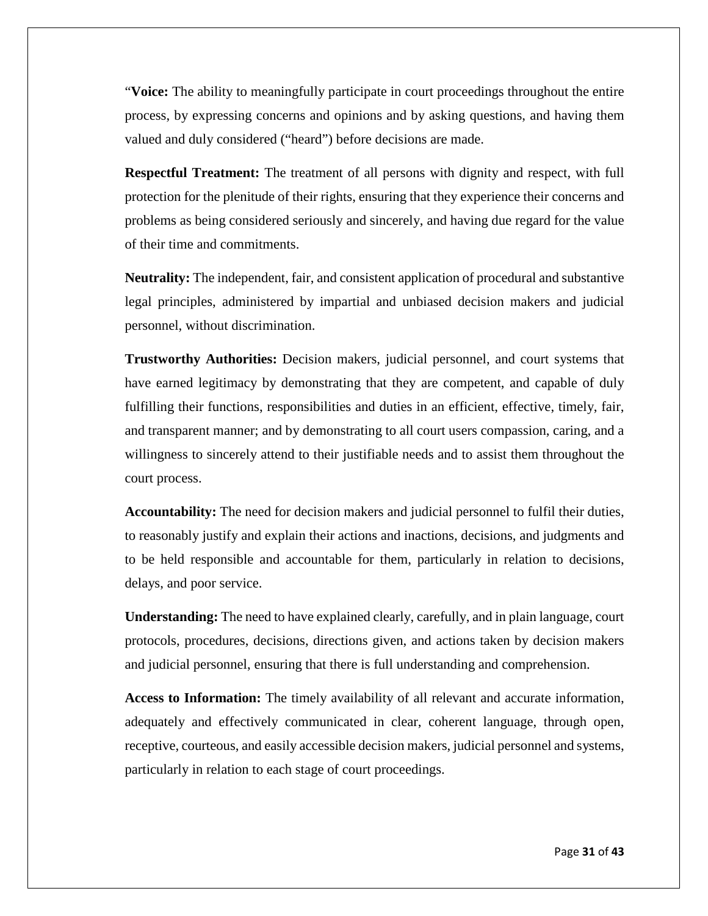"**Voice:** The ability to meaningfully participate in court proceedings throughout the entire process, by expressing concerns and opinions and by asking questions, and having them valued and duly considered ("heard") before decisions are made.

**Respectful Treatment:** The treatment of all persons with dignity and respect, with full protection for the plenitude of their rights, ensuring that they experience their concerns and problems as being considered seriously and sincerely, and having due regard for the value of their time and commitments.

**Neutrality:** The independent, fair, and consistent application of procedural and substantive legal principles, administered by impartial and unbiased decision makers and judicial personnel, without discrimination.

**Trustworthy Authorities:** Decision makers, judicial personnel, and court systems that have earned legitimacy by demonstrating that they are competent, and capable of duly fulfilling their functions, responsibilities and duties in an efficient, effective, timely, fair, and transparent manner; and by demonstrating to all court users compassion, caring, and a willingness to sincerely attend to their justifiable needs and to assist them throughout the court process.

**Accountability:** The need for decision makers and judicial personnel to fulfil their duties, to reasonably justify and explain their actions and inactions, decisions, and judgments and to be held responsible and accountable for them, particularly in relation to decisions, delays, and poor service.

**Understanding:** The need to have explained clearly, carefully, and in plain language, court protocols, procedures, decisions, directions given, and actions taken by decision makers and judicial personnel, ensuring that there is full understanding and comprehension.

**Access to Information:** The timely availability of all relevant and accurate information, adequately and effectively communicated in clear, coherent language, through open, receptive, courteous, and easily accessible decision makers, judicial personnel and systems, particularly in relation to each stage of court proceedings.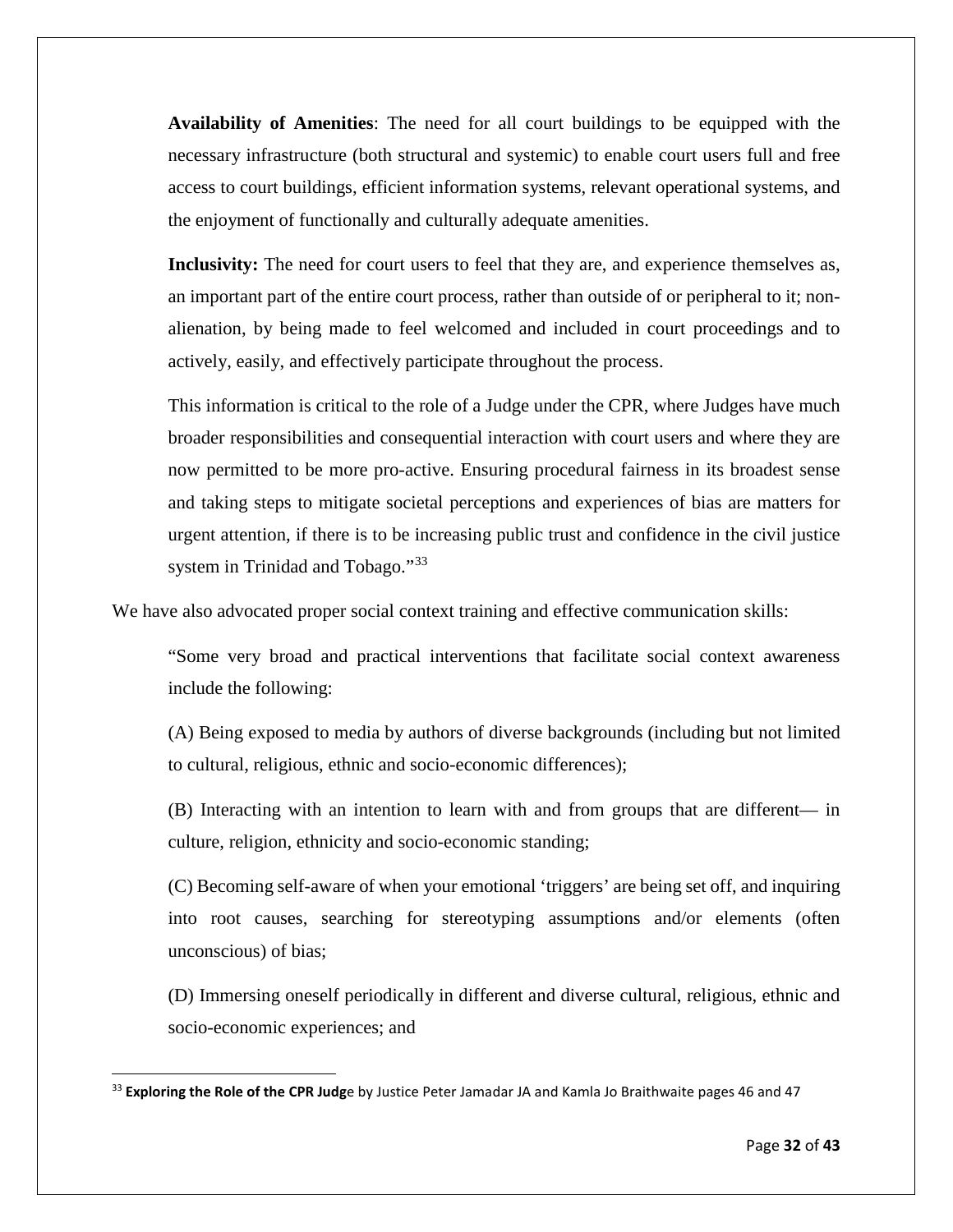**Availability of Amenities**: The need for all court buildings to be equipped with the necessary infrastructure (both structural and systemic) to enable court users full and free access to court buildings, efficient information systems, relevant operational systems, and the enjoyment of functionally and culturally adequate amenities.

**Inclusivity:** The need for court users to feel that they are, and experience themselves as, an important part of the entire court process, rather than outside of or peripheral to it; non-alienation, by being made to feel welcomed and included in court proceedings and to actively, easily, and effectively participate throughout the process.

This information is critical to the role of a Judge under the CPR, where Judges have much broader responsibilities and consequential interaction with court users and where they are now permitted to be more pro-active. Ensuring procedural fairness in its broadest sense and taking steps to mitigate societal perceptions and experiences of bias are matters for urgent attention, if there is to be increasing public trust and confidence in the civil justice system in Trinidad and Tobago."[33]

We have also advocated proper social context training and effective communication skills:

"Some very broad and practical interventions that facilitate social context awareness include the following:

(A) Being exposed to media by authors of diverse backgrounds (including but not limited to cultural, religious, ethnic and socio-economic differences);

(B) Interacting with an intention to learn with and from groups that are different— in culture, religion, ethnicity and socio-economic standing;

(C) Becoming self-aware of when your emotional 'triggers' are being set off, and inquiring into root causes, searching for stereotyping assumptions and/or elements (often unconscious) of bias;

(D) Immersing oneself periodically in different and diverse cultural, religious, ethnic and socio-economic experiences; and

---

[33] **Exploring the Role of the CPR Judg**e by Justice Peter Jamadar JA and Kamla Jo Braithwaite pages 46 and 47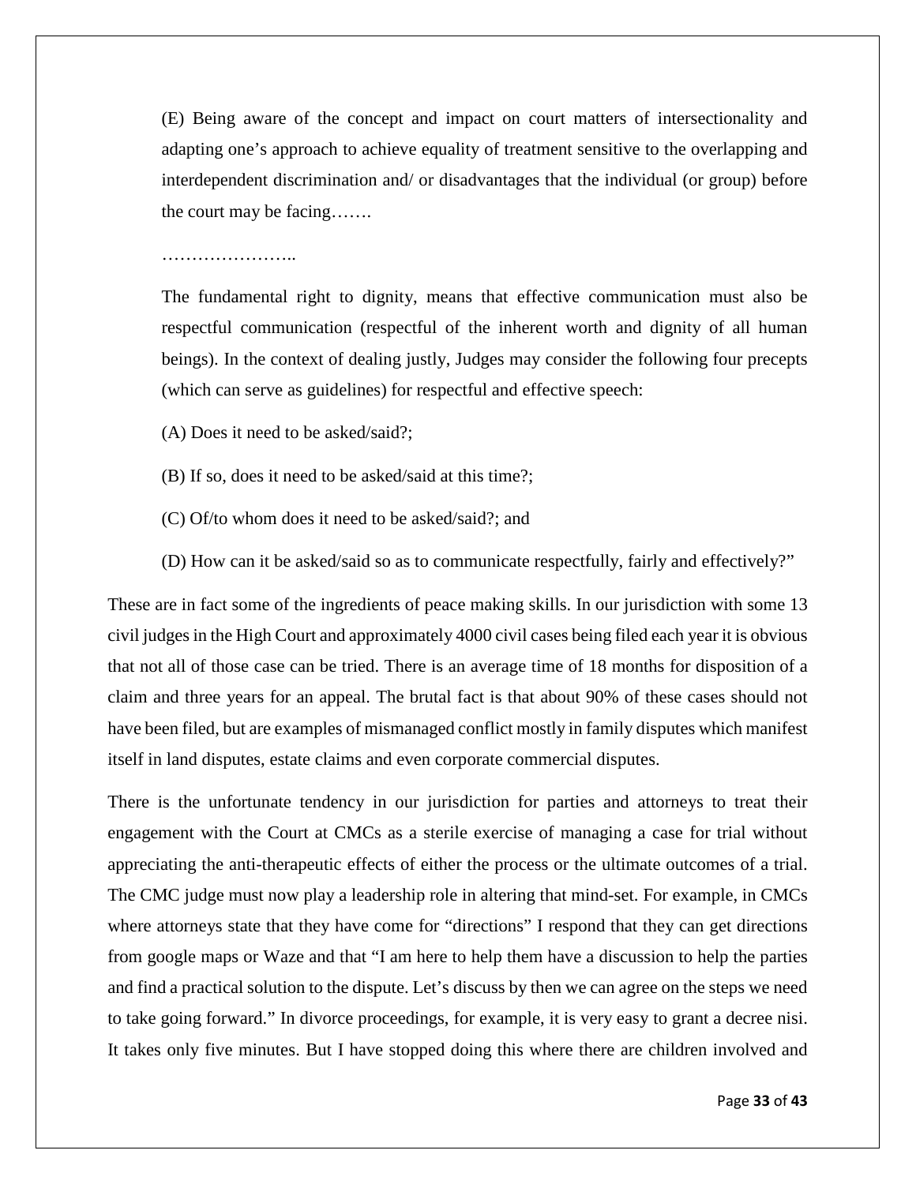(E) Being aware of the concept and impact on court matters of intersectionality and adapting one's approach to achieve equality of treatment sensitive to the overlapping and interdependent discrimination and/ or disadvantages that the individual (or group) before the court may be facing…….

…………………..

The fundamental right to dignity, means that effective communication must also be respectful communication (respectful of the inherent worth and dignity of all human beings). In the context of dealing justly, Judges may consider the following four precepts (which can serve as guidelines) for respectful and effective speech:

(A) Does it need to be asked/said?;

(B) If so, does it need to be asked/said at this time?;

(C) Of/to whom does it need to be asked/said?; and

(D) How can it be asked/said so as to communicate respectfully, fairly and effectively?"

These are in fact some of the ingredients of peace making skills. In our jurisdiction with some 13 civil judges in the High Court and approximately 4000 civil cases being filed each year it is obvious that not all of those case can be tried. There is an average time of 18 months for disposition of a claim and three years for an appeal. The brutal fact is that about 90% of these cases should not have been filed, but are examples of mismanaged conflict mostly in family disputes which manifest itself in land disputes, estate claims and even corporate commercial disputes.

There is the unfortunate tendency in our jurisdiction for parties and attorneys to treat their engagement with the Court at CMCs as a sterile exercise of managing a case for trial without appreciating the anti-therapeutic effects of either the process or the ultimate outcomes of a trial. The CMC judge must now play a leadership role in altering that mind-set. For example, in CMCs where attorneys state that they have come for "directions" I respond that they can get directions from google maps or Waze and that "I am here to help them have a discussion to help the parties and find a practical solution to the dispute. Let's discuss by then we can agree on the steps we need to take going forward." In divorce proceedings, for example, it is very easy to grant a decree nisi. It takes only five minutes. But I have stopped doing this where there are children involved and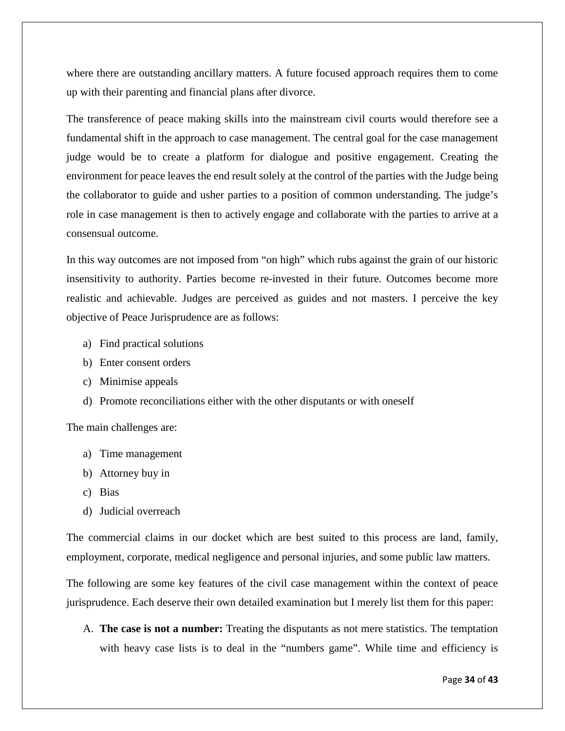where there are outstanding ancillary matters. A future focused approach requires them to come up with their parenting and financial plans after divorce.

The transference of peace making skills into the mainstream civil courts would therefore see a fundamental shift in the approach to case management. The central goal for the case management judge would be to create a platform for dialogue and positive engagement. Creating the environment for peace leaves the end result solely at the control of the parties with the Judge being the collaborator to guide and usher parties to a position of common understanding. The judge's role in case management is then to actively engage and collaborate with the parties to arrive at a consensual outcome.

In this way outcomes are not imposed from "on high" which rubs against the grain of our historic insensitivity to authority. Parties become re-invested in their future. Outcomes become more realistic and achievable. Judges are perceived as guides and not masters. I perceive the key objective of Peace Jurisprudence are as follows:

a) Find practical solutions
b) Enter consent orders
c) Minimise appeals
d) Promote reconciliations either with the other disputants or with oneself

The main challenges are:

a) Time management
b) Attorney buy in
c) Bias
d) Judicial overreach

The commercial claims in our docket which are best suited to this process are land, family, employment, corporate, medical negligence and personal injuries, and some public law matters.

The following are some key features of the civil case management within the context of peace jurisprudence. Each deserve their own detailed examination but I merely list them for this paper:

A. **The case is not a number:** Treating the disputants as not mere statistics. The temptation with heavy case lists is to deal in the "numbers game". While time and efficiency is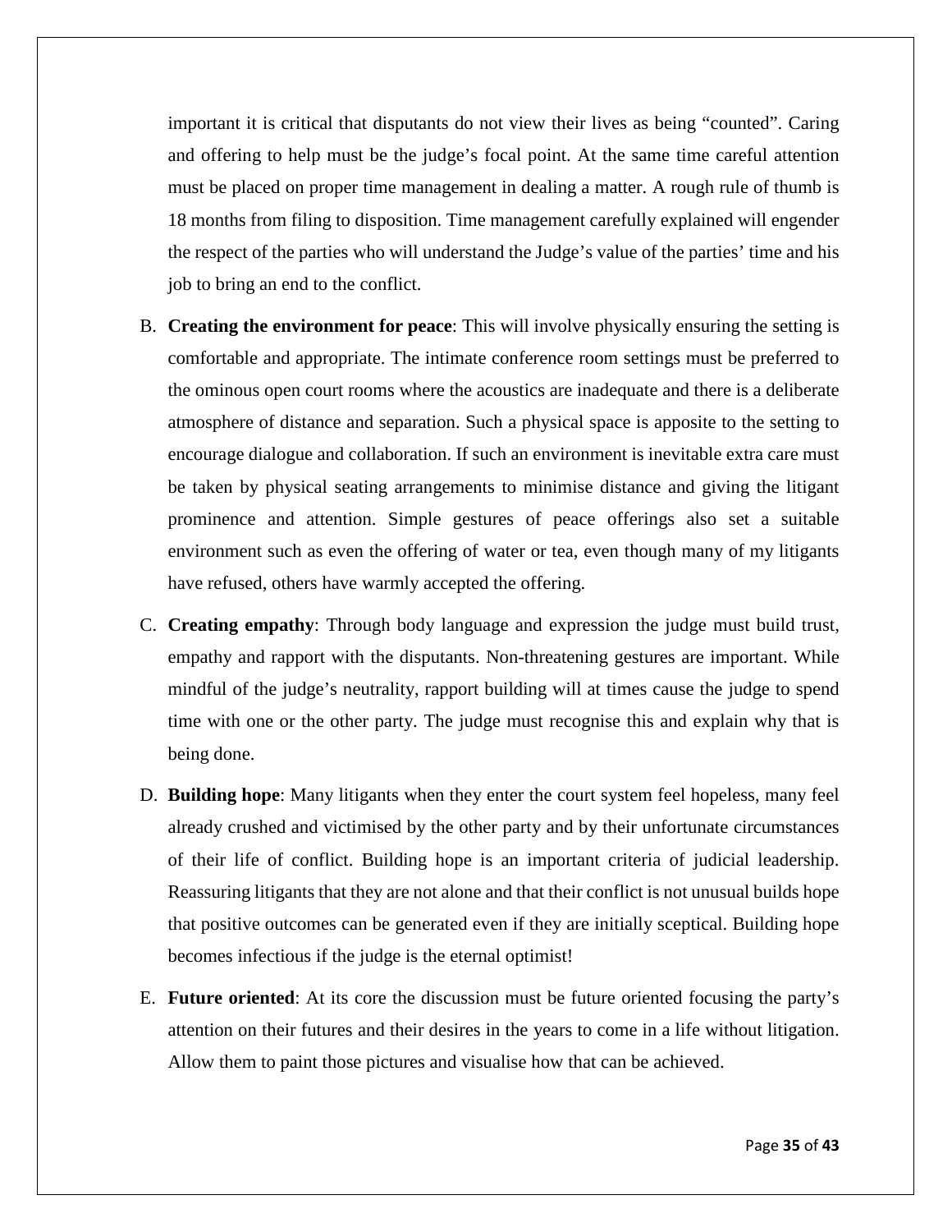important it is critical that disputants do not view their lives as being "counted". Caring and offering to help must be the judge's focal point. At the same time careful attention must be placed on proper time management in dealing a matter. A rough rule of thumb is 18 months from filing to disposition. Time management carefully explained will engender the respect of the parties who will understand the Judge's value of the parties' time and his job to bring an end to the conflict.

B. **Creating the environment for peace**: This will involve physically ensuring the setting is comfortable and appropriate. The intimate conference room settings must be preferred to the ominous open court rooms where the acoustics are inadequate and there is a deliberate atmosphere of distance and separation. Such a physical space is apposite to the setting to encourage dialogue and collaboration. If such an environment is inevitable extra care must be taken by physical seating arrangements to minimise distance and giving the litigant prominence and attention. Simple gestures of peace offerings also set a suitable environment such as even the offering of water or tea, even though many of my litigants have refused, others have warmly accepted the offering.

C. **Creating empathy**: Through body language and expression the judge must build trust, empathy and rapport with the disputants. Non-threatening gestures are important. While mindful of the judge's neutrality, rapport building will at times cause the judge to spend time with one or the other party. The judge must recognise this and explain why that is being done.

D. **Building hope**: Many litigants when they enter the court system feel hopeless, many feel already crushed and victimised by the other party and by their unfortunate circumstances of their life of conflict. Building hope is an important criteria of judicial leadership. Reassuring litigants that they are not alone and that their conflict is not unusual builds hope that positive outcomes can be generated even if they are initially sceptical. Building hope becomes infectious if the judge is the eternal optimist!

E. **Future oriented**: At its core the discussion must be future oriented focusing the party's attention on their futures and their desires in the years to come in a life without litigation. Allow them to paint those pictures and visualise how that can be achieved.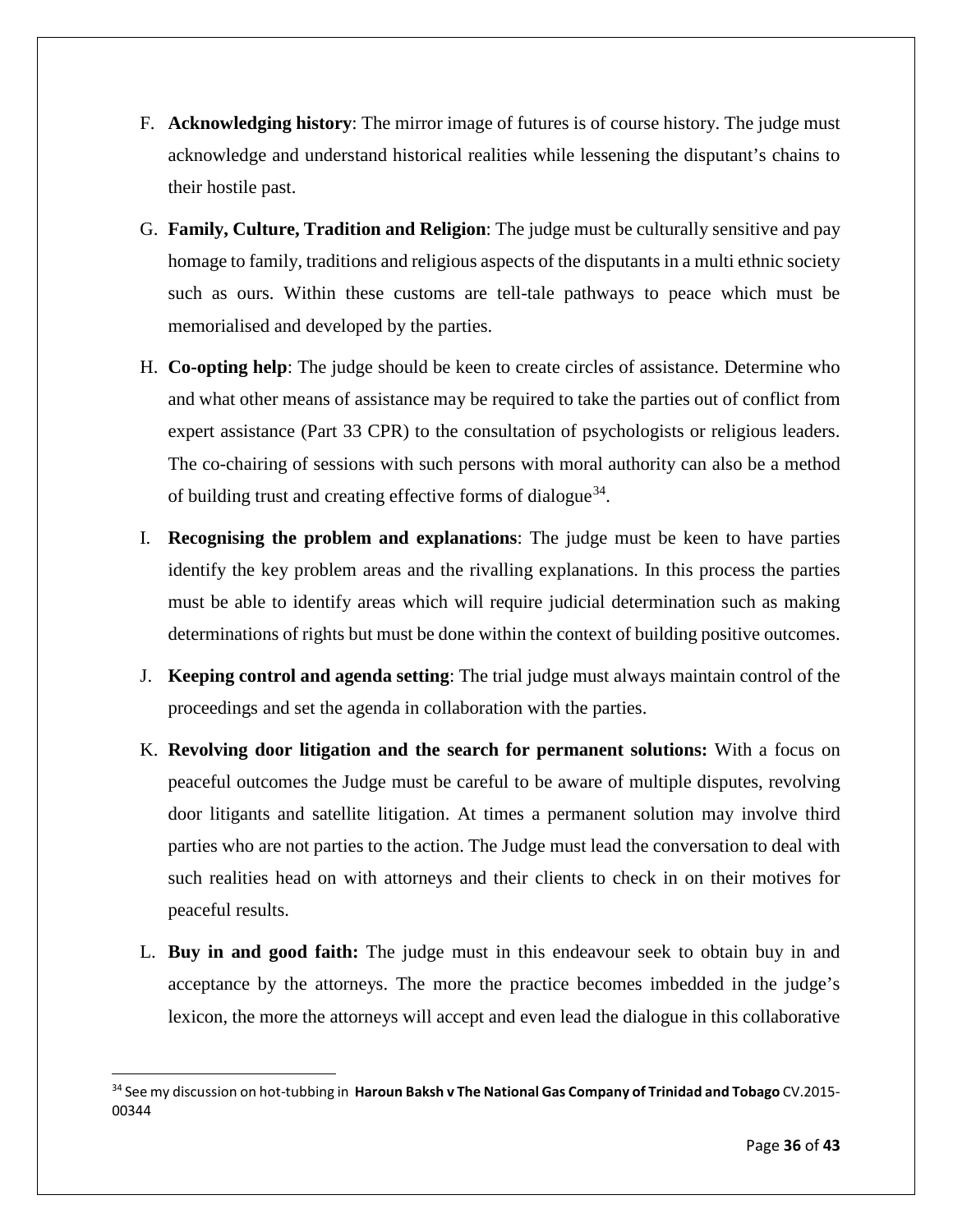F. **Acknowledging history**: The mirror image of futures is of course history. The judge must acknowledge and understand historical realities while lessening the disputant's chains to their hostile past.

G. **Family, Culture, Tradition and Religion**: The judge must be culturally sensitive and pay homage to family, traditions and religious aspects of the disputants in a multi ethnic society such as ours. Within these customs are tell-tale pathways to peace which must be memorialised and developed by the parties.

H. **Co-opting help**: The judge should be keen to create circles of assistance. Determine who and what other means of assistance may be required to take the parties out of conflict from expert assistance (Part 33 CPR) to the consultation of psychologists or religious leaders. The co-chairing of sessions with such persons with moral authority can also be a method of building trust and creating effective forms of dialogue[34].

I. **Recognising the problem and explanations**: The judge must be keen to have parties identify the key problem areas and the rivalling explanations. In this process the parties must be able to identify areas which will require judicial determination such as making determinations of rights but must be done within the context of building positive outcomes.

J. **Keeping control and agenda setting**: The trial judge must always maintain control of the proceedings and set the agenda in collaboration with the parties.

K. **Revolving door litigation and the search for permanent solutions:** With a focus on peaceful outcomes the Judge must be careful to be aware of multiple disputes, revolving door litigants and satellite litigation. At times a permanent solution may involve third parties who are not parties to the action. The Judge must lead the conversation to deal with such realities head on with attorneys and their clients to check in on their motives for peaceful results.

L. **Buy in and good faith:** The judge must in this endeavour seek to obtain buy in and acceptance by the attorneys. The more the practice becomes imbedded in the judge's lexicon, the more the attorneys will accept and even lead the dialogue in this collaborative

---

[34] See my discussion on hot-tubbing in **Haroun Baksh v The National Gas Company of Trinidad and Tobago** CV.2015-00344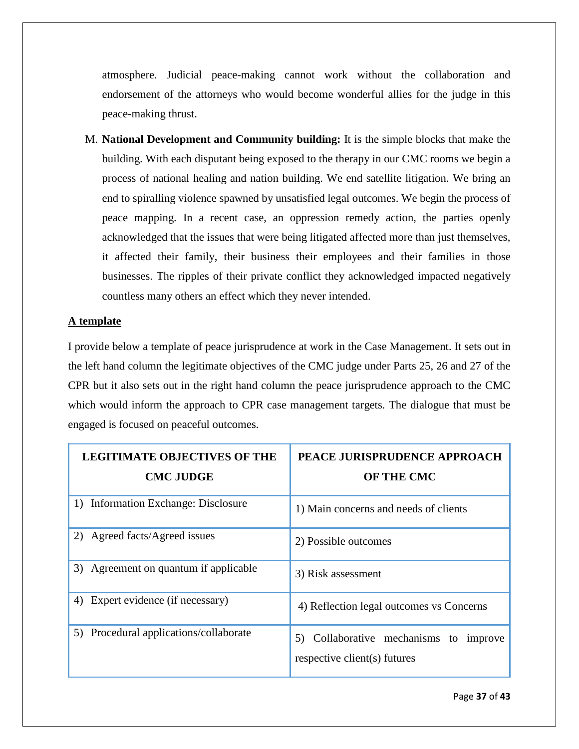atmosphere. Judicial peace-making cannot work without the collaboration and endorsement of the attorneys who would become wonderful allies for the judge in this peace-making thrust.

M. **National Development and Community building:** It is the simple blocks that make the building. With each disputant being exposed to the therapy in our CMC rooms we begin a process of national healing and nation building. We end satellite litigation. We bring an end to spiralling violence spawned by unsatisfied legal outcomes. We begin the process of peace mapping. In a recent case, an oppression remedy action, the parties openly acknowledged that the issues that were being litigated affected more than just themselves, it affected their family, their business their employees and their families in those businesses. The ripples of their private conflict they acknowledged impacted negatively countless many others an effect which they never intended.

**<u>A template</u>**

I provide below a template of peace jurisprudence at work in the Case Management. It sets out in the left hand column the legitimate objectives of the CMC judge under Parts 25, 26 and 27 of the CPR but it also sets out in the right hand column the peace jurisprudence approach to the CMC which would inform the approach to CPR case management targets. The dialogue that must be engaged is focused on peaceful outcomes.

| LEGITIMATE OBJECTIVES OF THE CMC JUDGE | PEACE JURISPRUDENCE APPROACH OF THE CMC |
|---|---|
| 1) Information Exchange: Disclosure | 1) Main concerns and needs of clients |
| 2) Agreed facts/Agreed issues | 2) Possible outcomes |
| 3) Agreement on quantum if applicable | 3) Risk assessment |
| 4) Expert evidence (if necessary) | 4) Reflection legal outcomes vs Concerns |
| 5) Procedural applications/collaborate | 5) Collaborative mechanisms to improve respective client(s) futures |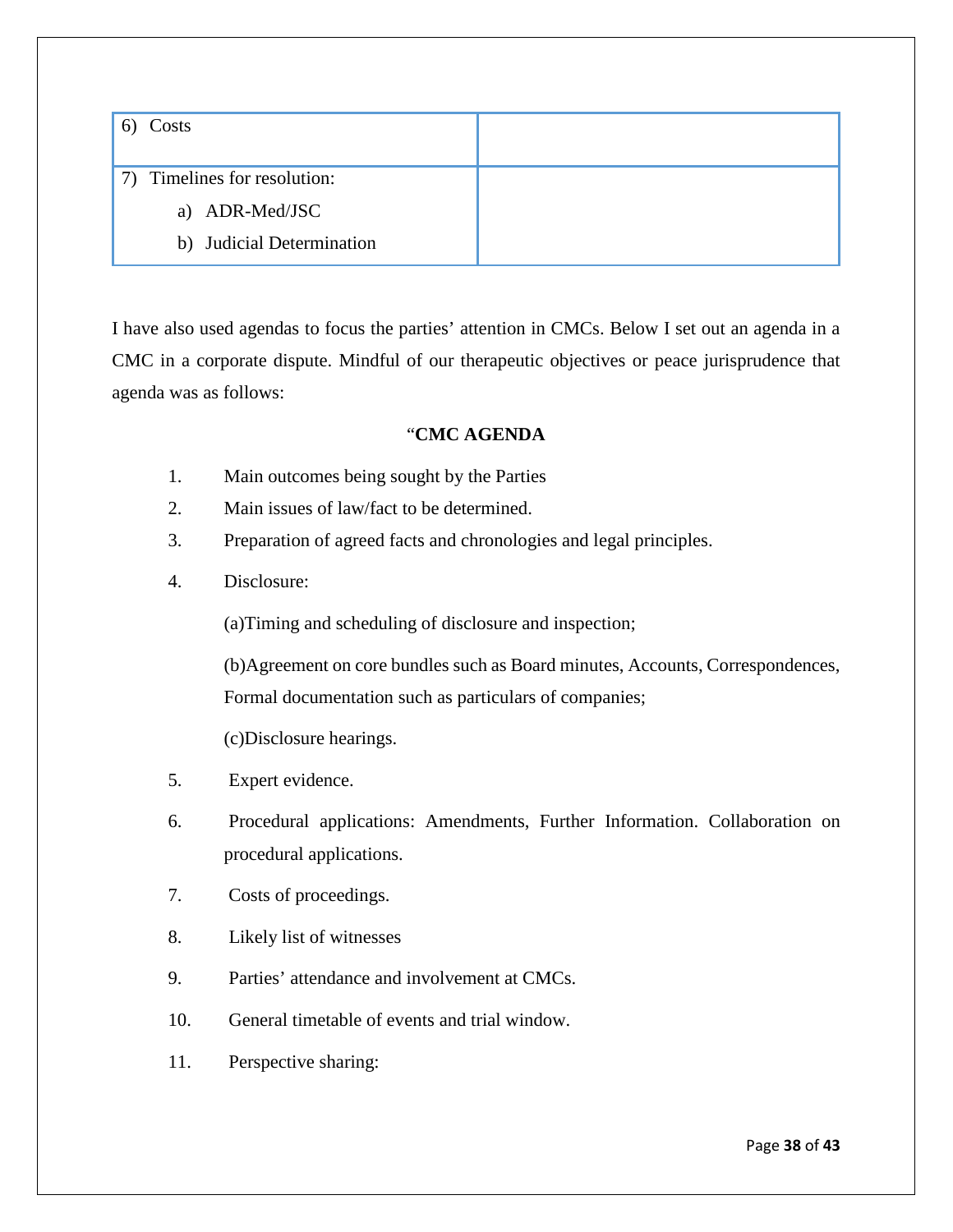| | |
|---|---|
| 6) Costs | |
| 7) Timelines for resolution:<br>a) ADR-Med/JSC<br>b) Judicial Determination | |

I have also used agendas to focus the parties' attention in CMCs. Below I set out an agenda in a CMC in a corporate dispute. Mindful of our therapeutic objectives or peace jurisprudence that agenda was as follows:

"**CMC AGENDA**

1. Main outcomes being sought by the Parties
2. Main issues of law/fact to be determined.
3. Preparation of agreed facts and chronologies and legal principles.
4. Disclosure:

   (a)Timing and scheduling of disclosure and inspection;

   (b)Agreement on core bundles such as Board minutes, Accounts, Correspondences, Formal documentation such as particulars of companies;

   (c)Disclosure hearings.

5. Expert evidence.
6. Procedural applications: Amendments, Further Information. Collaboration on procedural applications.
7. Costs of proceedings.
8. Likely list of witnesses
9. Parties' attendance and involvement at CMCs.
10. General timetable of events and trial window.
11. Perspective sharing: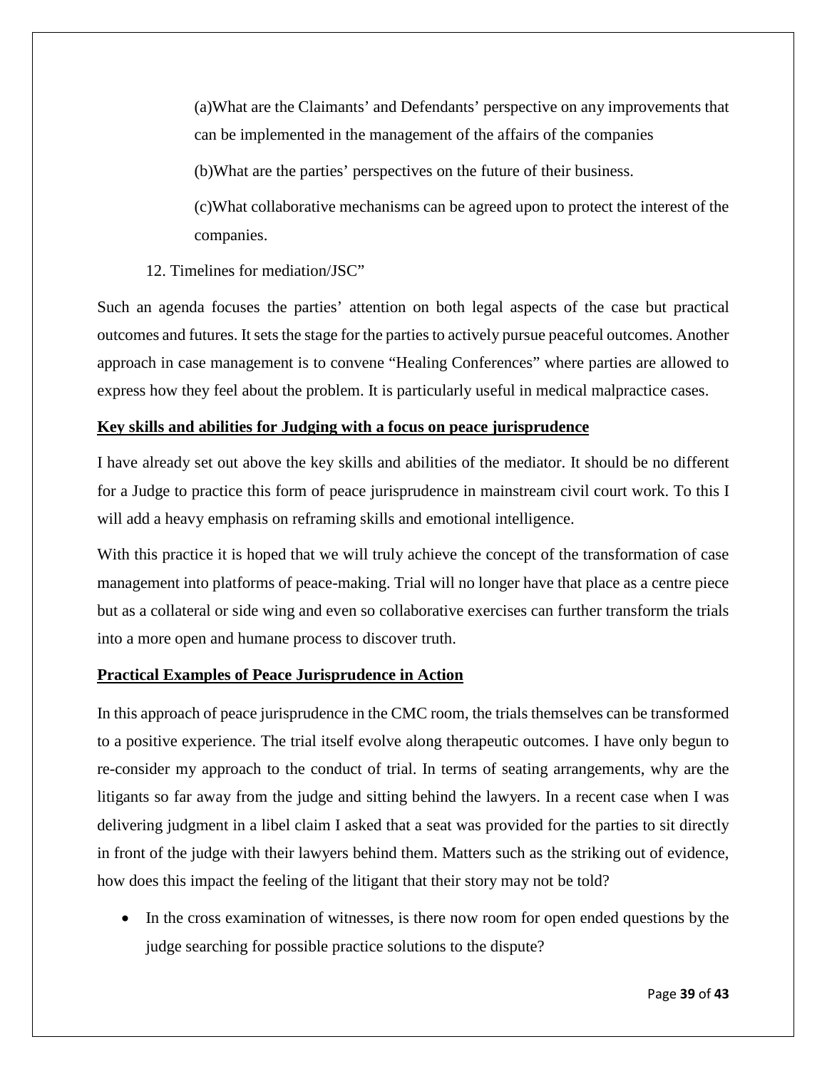(a)What are the Claimants' and Defendants' perspective on any improvements that can be implemented in the management of the affairs of the companies

(b)What are the parties' perspectives on the future of their business.

(c)What collaborative mechanisms can be agreed upon to protect the interest of the companies.

12. Timelines for mediation/JSC"

Such an agenda focuses the parties' attention on both legal aspects of the case but practical outcomes and futures. It sets the stage for the parties to actively pursue peaceful outcomes. Another approach in case management is to convene "Healing Conferences" where parties are allowed to express how they feel about the problem. It is particularly useful in medical malpractice cases.

**Key skills and abilities for Judging with a focus on peace jurisprudence**

I have already set out above the key skills and abilities of the mediator. It should be no different for a Judge to practice this form of peace jurisprudence in mainstream civil court work. To this I will add a heavy emphasis on reframing skills and emotional intelligence.

With this practice it is hoped that we will truly achieve the concept of the transformation of case management into platforms of peace-making. Trial will no longer have that place as a centre piece but as a collateral or side wing and even so collaborative exercises can further transform the trials into a more open and humane process to discover truth.

**Practical Examples of Peace Jurisprudence in Action**

In this approach of peace jurisprudence in the CMC room, the trials themselves can be transformed to a positive experience. The trial itself evolve along therapeutic outcomes. I have only begun to re-consider my approach to the conduct of trial. In terms of seating arrangements, why are the litigants so far away from the judge and sitting behind the lawyers. In a recent case when I was delivering judgment in a libel claim I asked that a seat was provided for the parties to sit directly in front of the judge with their lawyers behind them. Matters such as the striking out of evidence, how does this impact the feeling of the litigant that their story may not be told?

- In the cross examination of witnesses, is there now room for open ended questions by the judge searching for possible practice solutions to the dispute?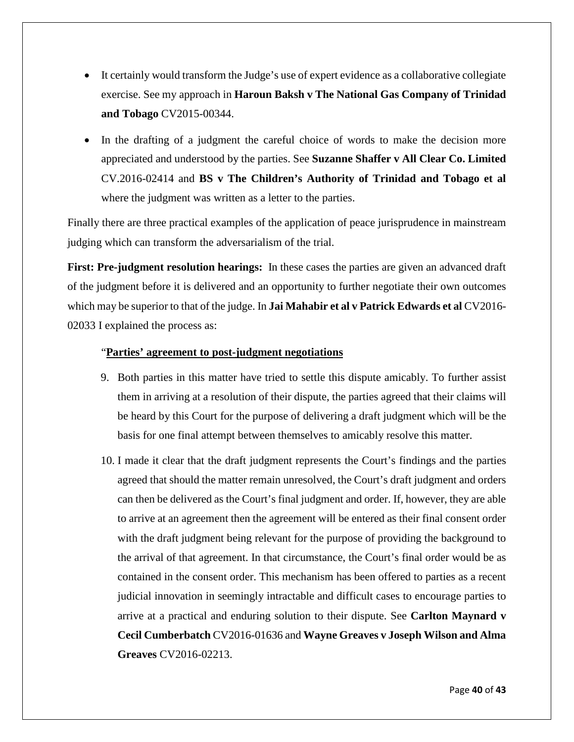- It certainly would transform the Judge's use of expert evidence as a collaborative collegiate exercise. See my approach in **Haroun Baksh v The National Gas Company of Trinidad and Tobago** CV2015-00344.
- In the drafting of a judgment the careful choice of words to make the decision more appreciated and understood by the parties. See **Suzanne Shaffer v All Clear Co. Limited** CV.2016-02414 and **BS v The Children's Authority of Trinidad and Tobago et al** where the judgment was written as a letter to the parties.

Finally there are three practical examples of the application of peace jurisprudence in mainstream judging which can transform the adversarialism of the trial.

**First: Pre-judgment resolution hearings:** In these cases the parties are given an advanced draft of the judgment before it is delivered and an opportunity to further negotiate their own outcomes which may be superior to that of the judge. In **Jai Mahabir et al v Patrick Edwards et al** CV2016-02033 I explained the process as:

> "**<u>Parties' agreement to post-judgment negotiations</u>**
>
> 9. Both parties in this matter have tried to settle this dispute amicably. To further assist them in arriving at a resolution of their dispute, the parties agreed that their claims will be heard by this Court for the purpose of delivering a draft judgment which will be the basis for one final attempt between themselves to amicably resolve this matter.
>
> 10. I made it clear that the draft judgment represents the Court's findings and the parties agreed that should the matter remain unresolved, the Court's draft judgment and orders can then be delivered as the Court's final judgment and order. If, however, they are able to arrive at an agreement then the agreement will be entered as their final consent order with the draft judgment being relevant for the purpose of providing the background to the arrival of that agreement. In that circumstance, the Court's final order would be as contained in the consent order. This mechanism has been offered to parties as a recent judicial innovation in seemingly intractable and difficult cases to encourage parties to arrive at a practical and enduring solution to their dispute. See **Carlton Maynard v Cecil Cumberbatch** CV2016-01636 and **Wayne Greaves v Joseph Wilson and Alma Greaves** CV2016-02213.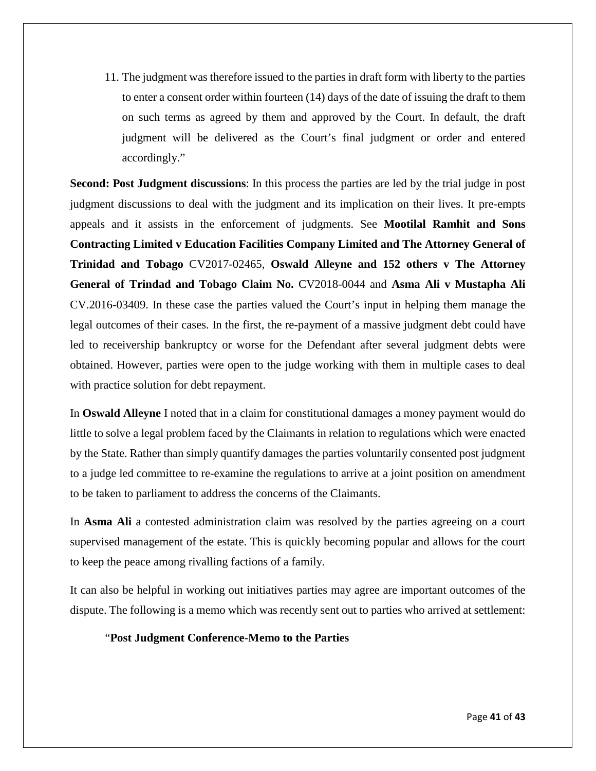11. The judgment was therefore issued to the parties in draft form with liberty to the parties to enter a consent order within fourteen (14) days of the date of issuing the draft to them on such terms as agreed by them and approved by the Court. In default, the draft judgment will be delivered as the Court's final judgment or order and entered accordingly."

**Second: Post Judgment discussions**: In this process the parties are led by the trial judge in post judgment discussions to deal with the judgment and its implication on their lives. It pre-empts appeals and it assists in the enforcement of judgments. See **Mootilal Ramhit and Sons Contracting Limited v Education Facilities Company Limited and The Attorney General of Trinidad and Tobago** CV2017-02465, **Oswald Alleyne and 152 others v The Attorney General of Trindad and Tobago Claim No.** CV2018-0044 and **Asma Ali v Mustapha Ali** CV.2016-03409. In these case the parties valued the Court's input in helping them manage the legal outcomes of their cases. In the first, the re-payment of a massive judgment debt could have led to receivership bankruptcy or worse for the Defendant after several judgment debts were obtained. However, parties were open to the judge working with them in multiple cases to deal with practice solution for debt repayment.

In **Oswald Alleyne** I noted that in a claim for constitutional damages a money payment would do little to solve a legal problem faced by the Claimants in relation to regulations which were enacted by the State. Rather than simply quantify damages the parties voluntarily consented post judgment to a judge led committee to re-examine the regulations to arrive at a joint position on amendment to be taken to parliament to address the concerns of the Claimants.

In **Asma Ali** a contested administration claim was resolved by the parties agreeing on a court supervised management of the estate. This is quickly becoming popular and allows for the court to keep the peace among rivalling factions of a family.

It can also be helpful in working out initiatives parties may agree are important outcomes of the dispute. The following is a memo which was recently sent out to parties who arrived at settlement:

"**Post Judgment Conference-Memo to the Parties**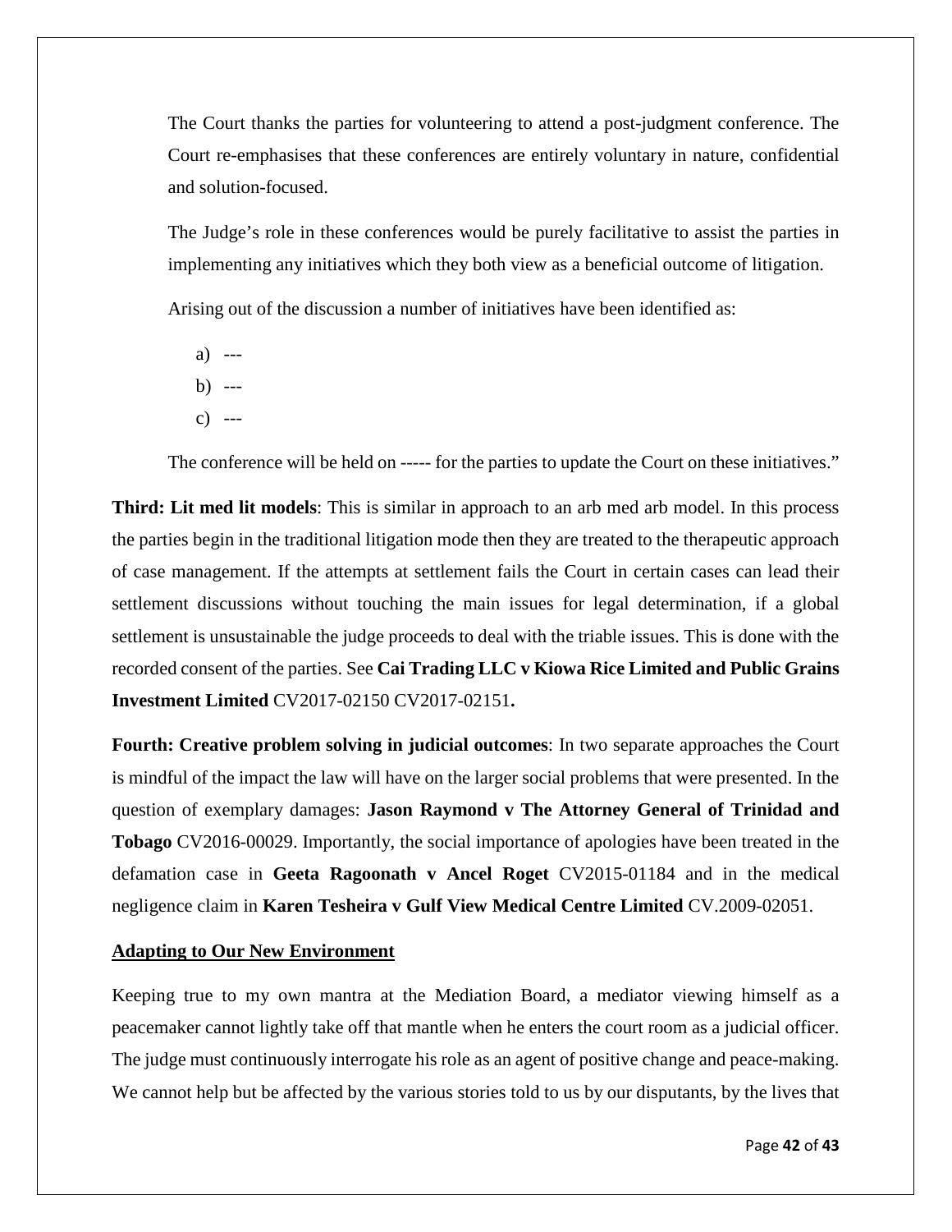The Court thanks the parties for volunteering to attend a post-judgment conference. The Court re-emphasises that these conferences are entirely voluntary in nature, confidential and solution-focused.

The Judge's role in these conferences would be purely facilitative to assist the parties in implementing any initiatives which they both view as a beneficial outcome of litigation.

Arising out of the discussion a number of initiatives have been identified as:

a) ---
b) ---
c) ---

The conference will be held on ----- for the parties to update the Court on these initiatives."

**Third: Lit med lit models**: This is similar in approach to an arb med arb model. In this process the parties begin in the traditional litigation mode then they are treated to the therapeutic approach of case management. If the attempts at settlement fails the Court in certain cases can lead their settlement discussions without touching the main issues for legal determination, if a global settlement is unsustainable the judge proceeds to deal with the triable issues. This is done with the recorded consent of the parties. See **Cai Trading LLC v Kiowa Rice Limited and Public Grains Investment Limited** CV2017-02150 CV2017-02151**.**

**Fourth: Creative problem solving in judicial outcomes**: In two separate approaches the Court is mindful of the impact the law will have on the larger social problems that were presented. In the question of exemplary damages: **Jason Raymond v The Attorney General of Trinidad and Tobago** CV2016-00029. Importantly, the social importance of apologies have been treated in the defamation case in **Geeta Ragoonath v Ancel Roget** CV2015-01184 and in the medical negligence claim in **Karen Tesheira v Gulf View Medical Centre Limited** CV.2009-02051.

**<u>Adapting to Our New Environment</u>**

Keeping true to my own mantra at the Mediation Board, a mediator viewing himself as a peacemaker cannot lightly take off that mantle when he enters the court room as a judicial officer. The judge must continuously interrogate his role as an agent of positive change and peace-making. We cannot help but be affected by the various stories told to us by our disputants, by the lives that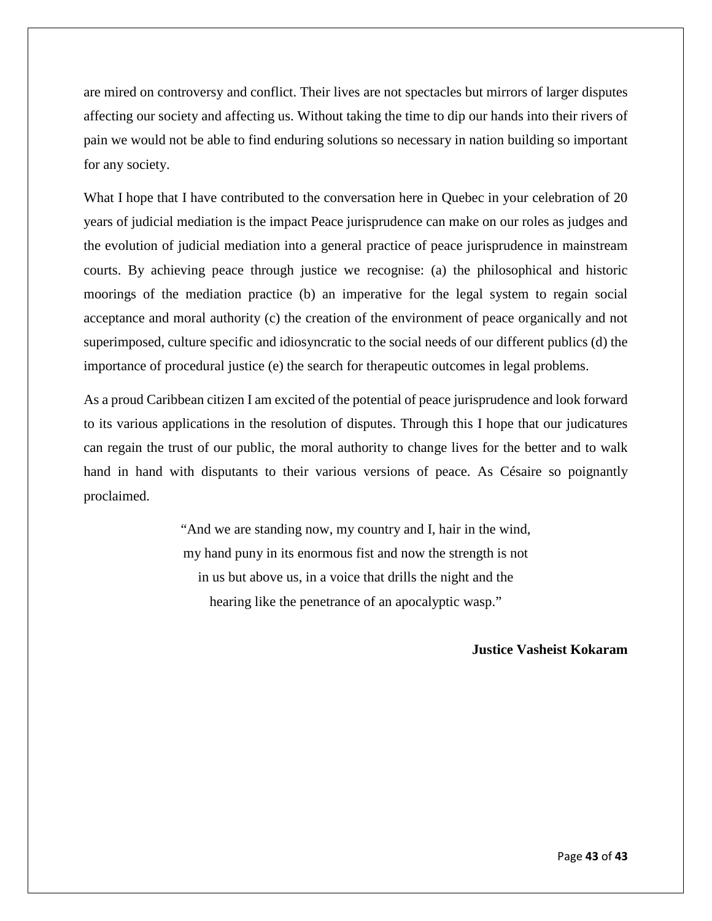are mired on controversy and conflict. Their lives are not spectacles but mirrors of larger disputes affecting our society and affecting us. Without taking the time to dip our hands into their rivers of pain we would not be able to find enduring solutions so necessary in nation building so important for any society.

What I hope that I have contributed to the conversation here in Quebec in your celebration of 20 years of judicial mediation is the impact Peace jurisprudence can make on our roles as judges and the evolution of judicial mediation into a general practice of peace jurisprudence in mainstream courts. By achieving peace through justice we recognise: (a) the philosophical and historic moorings of the mediation practice (b) an imperative for the legal system to regain social acceptance and moral authority (c) the creation of the environment of peace organically and not superimposed, culture specific and idiosyncratic to the social needs of our different publics (d) the importance of procedural justice (e) the search for therapeutic outcomes in legal problems.

As a proud Caribbean citizen I am excited of the potential of peace jurisprudence and look forward to its various applications in the resolution of disputes. Through this I hope that our judicatures can regain the trust of our public, the moral authority to change lives for the better and to walk hand in hand with disputants to their various versions of peace. As Césaire so poignantly proclaimed.

> "And we are standing now, my country and I, hair in the wind,
> my hand puny in its enormous fist and now the strength is not
> in us but above us, in a voice that drills the night and the
> hearing like the penetrance of an apocalyptic wasp."

**Justice Vasheist Kokaram**